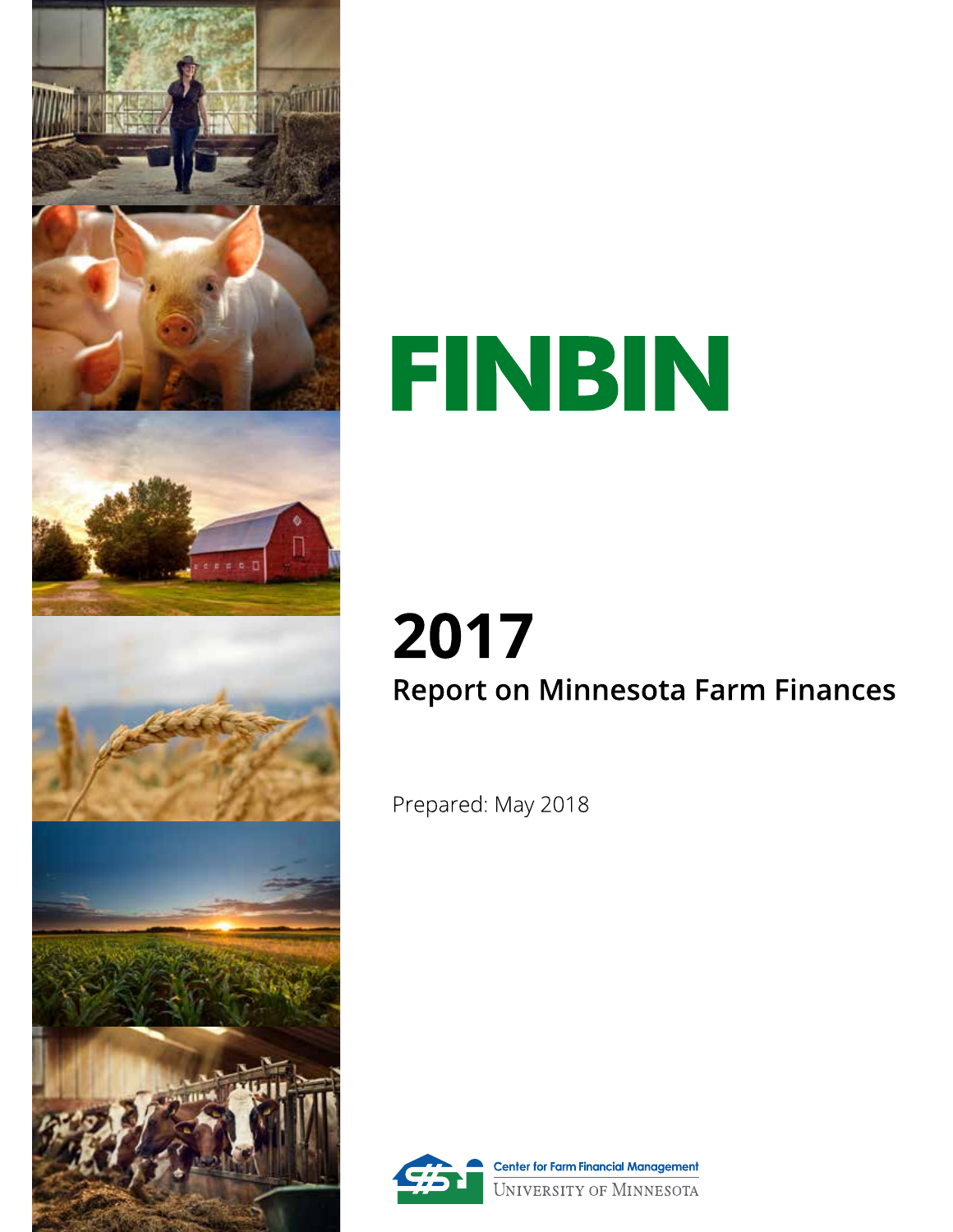# FINBIN

## 2017

### Report on Minnesota Farm Finances

Prepared: May 2018

Center for Farm Financial Management
University of Minnesota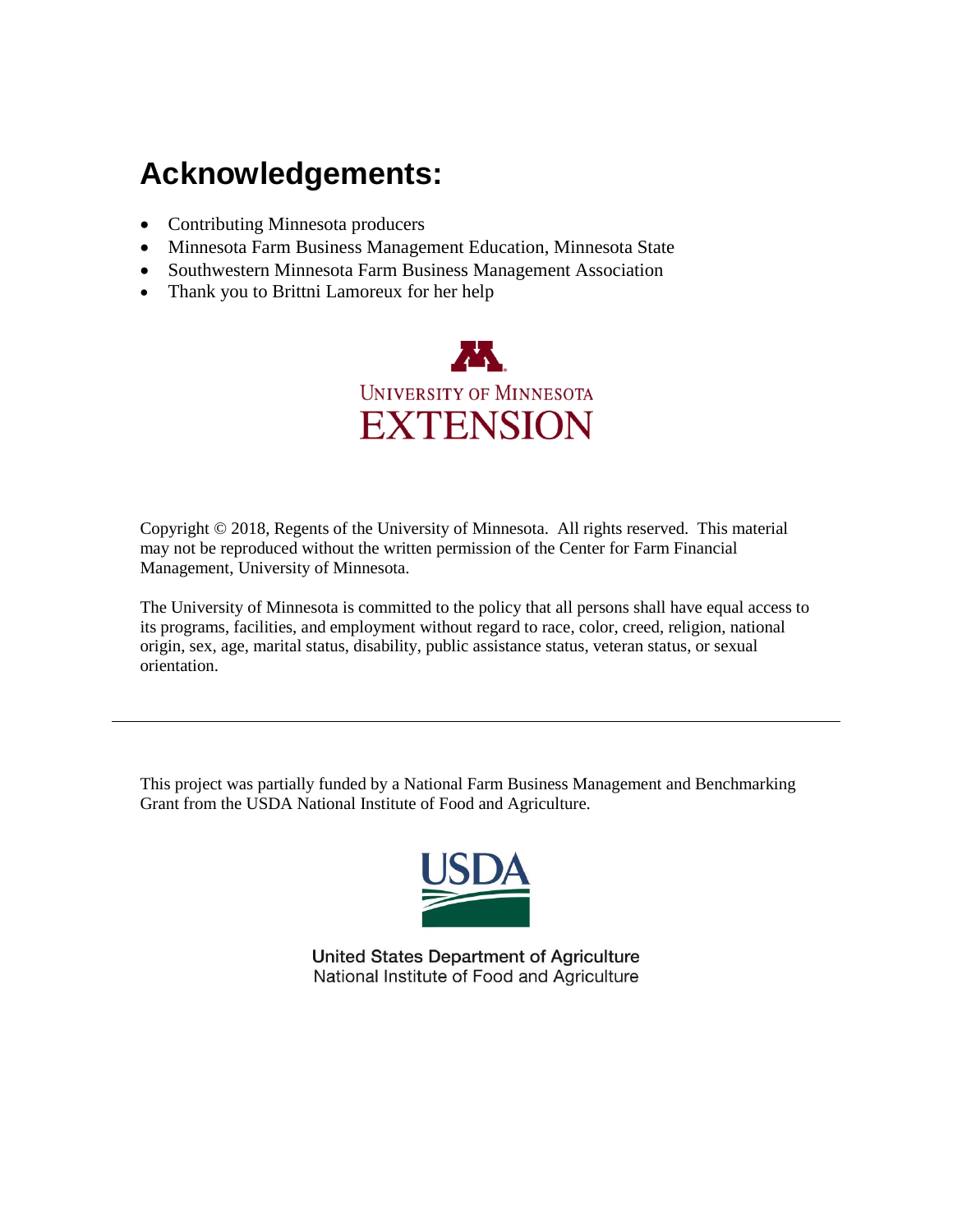# Acknowledgements:

- Contributing Minnesota producers
- Minnesota Farm Business Management Education, Minnesota State
- Southwestern Minnesota Farm Business Management Association
- Thank you to Brittni Lamoreux for her help

University of Minnesota
EXTENSION

Copyright © 2018, Regents of the University of Minnesota. All rights reserved. This material may not be reproduced without the written permission of the Center for Farm Financial Management, University of Minnesota.

The University of Minnesota is committed to the policy that all persons shall have equal access to its programs, facilities, and employment without regard to race, color, creed, religion, national origin, sex, age, marital status, disability, public assistance status, veteran status, or sexual orientation.

---

This project was partially funded by a National Farm Business Management and Benchmarking Grant from the USDA National Institute of Food and Agriculture.

USDA

United States Department of Agriculture
National Institute of Food and Agriculture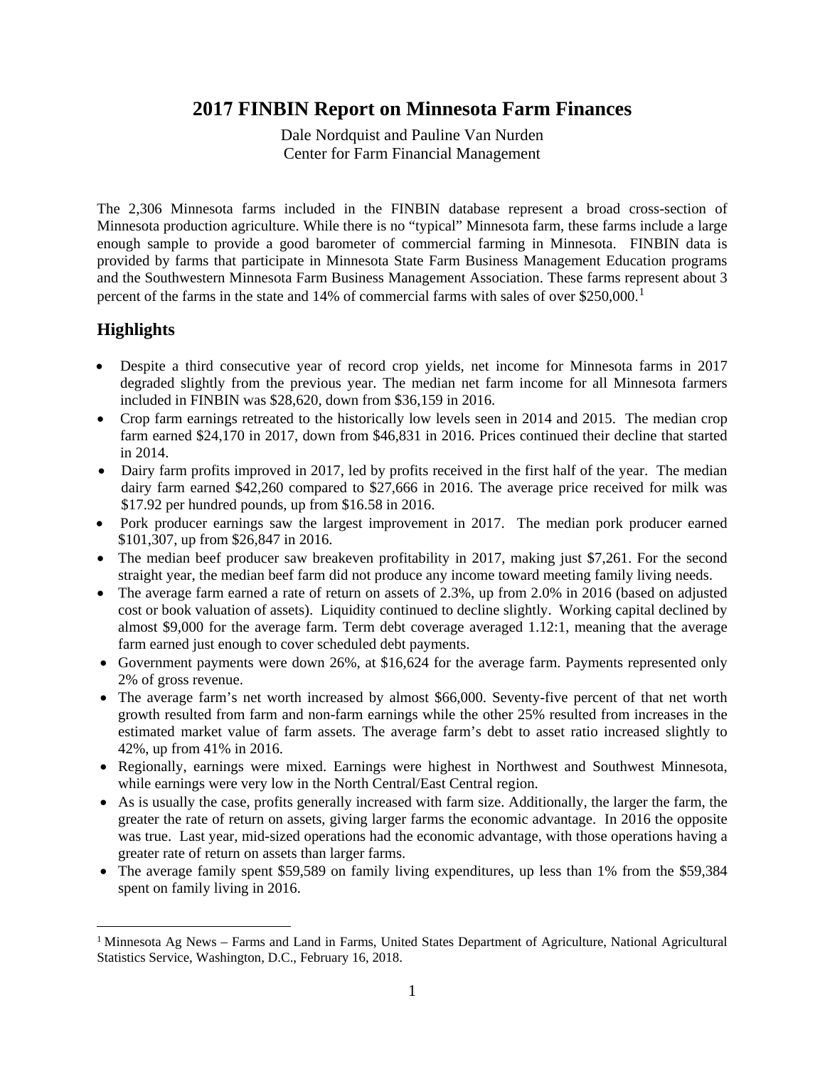# 2017 FINBIN Report on Minnesota Farm Finances

Dale Nordquist and Pauline Van Nurden
Center for Farm Financial Management

The 2,306 Minnesota farms included in the FINBIN database represent a broad cross-section of Minnesota production agriculture. While there is no "typical" Minnesota farm, these farms include a large enough sample to provide a good barometer of commercial farming in Minnesota. FINBIN data is provided by farms that participate in Minnesota State Farm Business Management Education programs and the Southwestern Minnesota Farm Business Management Association. These farms represent about 3 percent of the farms in the state and 14% of commercial farms with sales of over $250,000.[1]

## Highlights

- Despite a third consecutive year of record crop yields, net income for Minnesota farms in 2017 degraded slightly from the previous year. The median net farm income for all Minnesota farmers included in FINBIN was $28,620, down from $36,159 in 2016.
- Crop farm earnings retreated to the historically low levels seen in 2014 and 2015. The median crop farm earned $24,170 in 2017, down from $46,831 in 2016. Prices continued their decline that started in 2014.
- Dairy farm profits improved in 2017, led by profits received in the first half of the year. The median dairy farm earned $42,260 compared to $27,666 in 2016. The average price received for milk was $17.92 per hundred pounds, up from $16.58 in 2016.
- Pork producer earnings saw the largest improvement in 2017. The median pork producer earned $101,307, up from $26,847 in 2016.
- The median beef producer saw breakeven profitability in 2017, making just $7,261. For the second straight year, the median beef farm did not produce any income toward meeting family living needs.
- The average farm earned a rate of return on assets of 2.3%, up from 2.0% in 2016 (based on adjusted cost or book valuation of assets). Liquidity continued to decline slightly. Working capital declined by almost $9,000 for the average farm. Term debt coverage averaged 1.12:1, meaning that the average farm earned just enough to cover scheduled debt payments.
- Government payments were down 26%, at $16,624 for the average farm. Payments represented only 2% of gross revenue.
- The average farm's net worth increased by almost $66,000. Seventy-five percent of that net worth growth resulted from farm and non-farm earnings while the other 25% resulted from increases in the estimated market value of farm assets. The average farm's debt to asset ratio increased slightly to 42%, up from 41% in 2016.
- Regionally, earnings were mixed. Earnings were highest in Northwest and Southwest Minnesota, while earnings were very low in the North Central/East Central region.
- As is usually the case, profits generally increased with farm size. Additionally, the larger the farm, the greater the rate of return on assets, giving larger farms the economic advantage. In 2016 the opposite was true. Last year, mid-sized operations had the economic advantage, with those operations having a greater rate of return on assets than larger farms.
- The average family spent $59,589 on family living expenditures, up less than 1% from the $59,384 spent on family living in 2016.

---

[1] Minnesota Ag News – Farms and Land in Farms, United States Department of Agriculture, National Agricultural Statistics Service, Washington, D.C., February 16, 2018.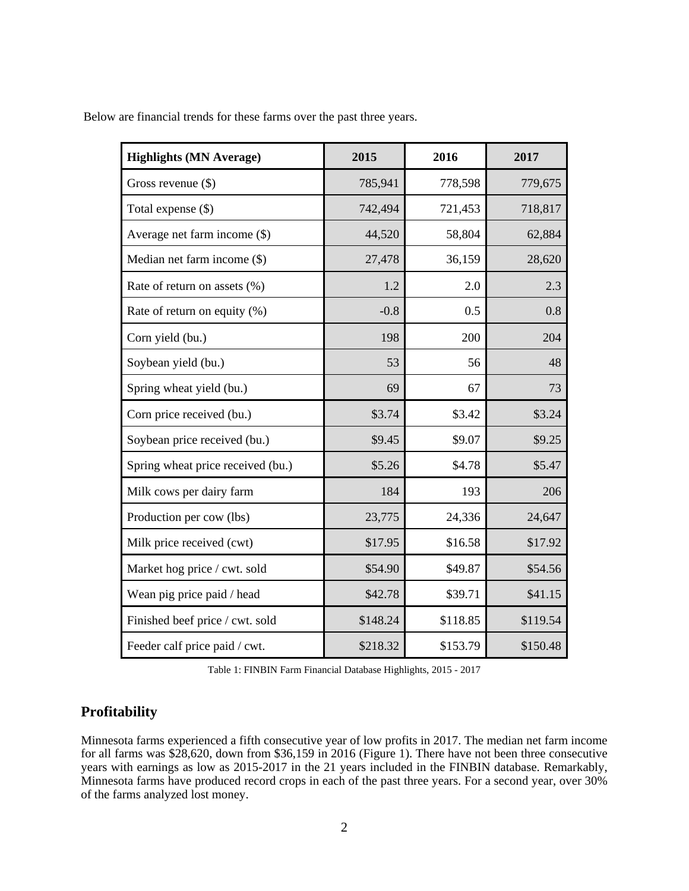Below are financial trends for these farms over the past three years.

| Highlights (MN Average) | 2015 | 2016 | 2017 |
|---|---|---|---|
| Gross revenue ($) | 785,941 | 778,598 | 779,675 |
| Total expense ($) | 742,494 | 721,453 | 718,817 |
| Average net farm income ($) | 44,520 | 58,804 | 62,884 |
| Median net farm income ($) | 27,478 | 36,159 | 28,620 |
| Rate of return on assets (%) | 1.2 | 2.0 | 2.3 |
| Rate of return on equity (%) | -0.8 | 0.5 | 0.8 |
| Corn yield (bu.) | 198 | 200 | 204 |
| Soybean yield (bu.) | 53 | 56 | 48 |
| Spring wheat yield (bu.) | 69 | 67 | 73 |
| Corn price received (bu.) | $3.74 | $3.42 | $3.24 |
| Soybean price received (bu.) | $9.45 | $9.07 | $9.25 |
| Spring wheat price received (bu.) | $5.26 | $4.78 | $5.47 |
| Milk cows per dairy farm | 184 | 193 | 206 |
| Production per cow (lbs) | 23,775 | 24,336 | 24,647 |
| Milk price received (cwt) | $17.95 | $16.58 | $17.92 |
| Market hog price / cwt. sold | $54.90 | $49.87 | $54.56 |
| Wean pig price paid / head | $42.78 | $39.71 | $41.15 |
| Finished beef price / cwt. sold | $148.24 | $118.85 | $119.54 |
| Feeder calf price paid / cwt. | $218.32 | $153.79 | $150.48 |

Table 1: FINBIN Farm Financial Database Highlights, 2015 - 2017

## Profitability

Minnesota farms experienced a fifth consecutive year of low profits in 2017. The median net farm income for all farms was $28,620, down from $36,159 in 2016 (Figure 1). There have not been three consecutive years with earnings as low as 2015-2017 in the 21 years included in the FINBIN database. Remarkably, Minnesota farms have produced record crops in each of the past three years. For a second year, over 30% of the farms analyzed lost money.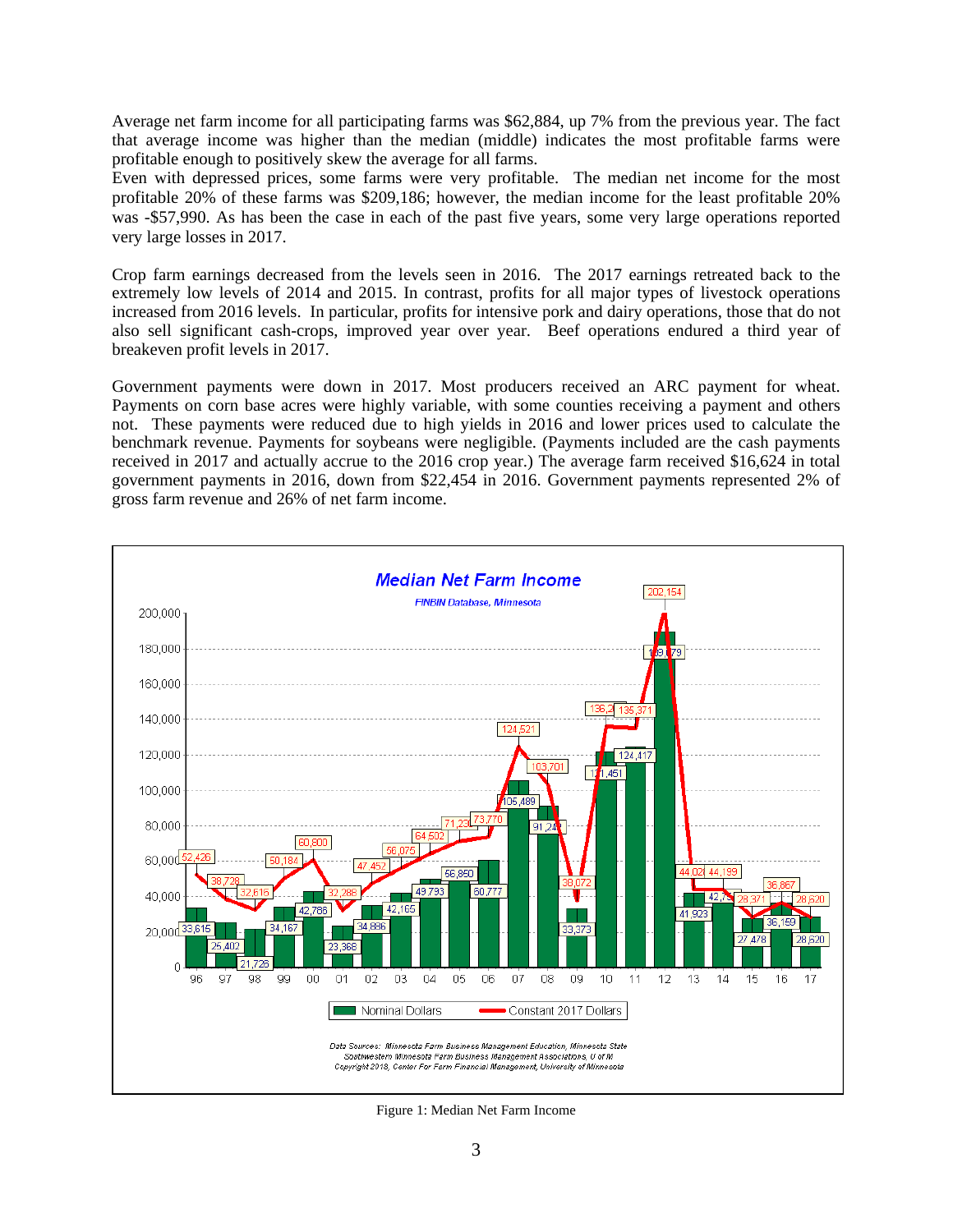Average net farm income for all participating farms was $62,884, up 7% from the previous year. The fact that average income was higher than the median (middle) indicates the most profitable farms were profitable enough to positively skew the average for all farms.
Even with depressed prices, some farms were very profitable. The median net income for the most profitable 20% of these farms was $209,186; however, the median income for the least profitable 20% was -$57,990. As has been the case in each of the past five years, some very large operations reported very large losses in 2017.

Crop farm earnings decreased from the levels seen in 2016. The 2017 earnings retreated back to the extremely low levels of 2014 and 2015. In contrast, profits for all major types of livestock operations increased from 2016 levels. In particular, profits for intensive pork and dairy operations, those that do not also sell significant cash-crops, improved year over year. Beef operations endured a third year of breakeven profit levels in 2017.

Government payments were down in 2017. Most producers received an ARC payment for wheat. Payments on corn base acres were highly variable, with some counties receiving a payment and others not. These payments were reduced due to high yields in 2016 and lower prices used to calculate the benchmark revenue. Payments for soybeans were negligible. (Payments included are the cash payments received in 2017 and actually accrue to the 2016 crop year.) The average farm received $16,624 in total government payments in 2016, down from $22,454 in 2016. Government payments represented 2% of gross farm revenue and 26% of net farm income.

Figure 1: Median Net Farm Income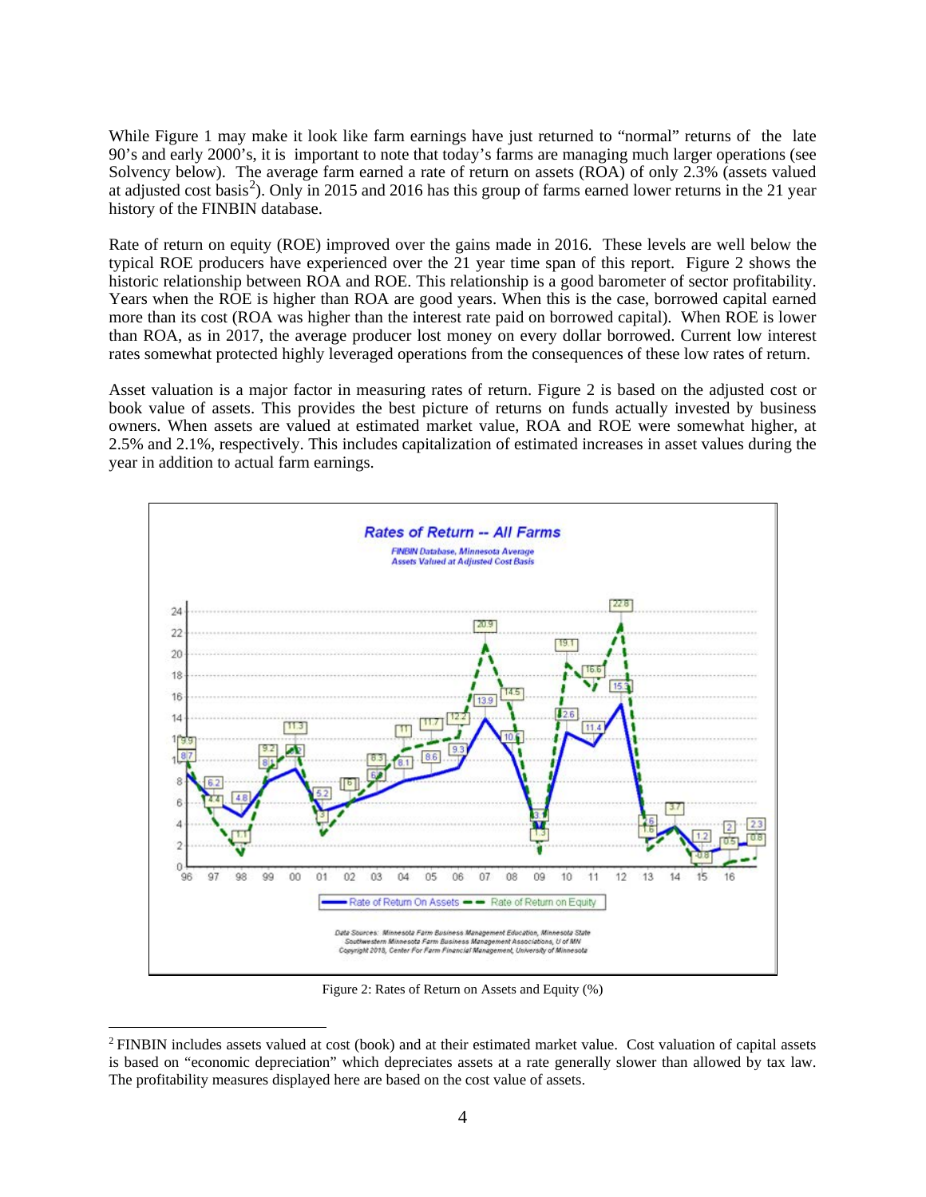While Figure 1 may make it look like farm earnings have just returned to "normal" returns of the late 90's and early 2000's, it is important to note that today's farms are managing much larger operations (see Solvency below). The average farm earned a rate of return on assets (ROA) of only 2.3% (assets valued at adjusted cost basis[2]). Only in 2015 and 2016 has this group of farms earned lower returns in the 21 year history of the FINBIN database.

Rate of return on equity (ROE) improved over the gains made in 2016. These levels are well below the typical ROE producers have experienced over the 21 year time span of this report. Figure 2 shows the historic relationship between ROA and ROE. This relationship is a good barometer of sector profitability. Years when the ROE is higher than ROA are good years. When this is the case, borrowed capital earned more than its cost (ROA was higher than the interest rate paid on borrowed capital). When ROE is lower than ROA, as in 2017, the average producer lost money on every dollar borrowed. Current low interest rates somewhat protected highly leveraged operations from the consequences of these low rates of return.

Asset valuation is a major factor in measuring rates of return. Figure 2 is based on the adjusted cost or book value of assets. This provides the best picture of returns on funds actually invested by business owners. When assets are valued at estimated market value, ROA and ROE were somewhat higher, at 2.5% and 2.1%, respectively. This includes capitalization of estimated increases in asset values during the year in addition to actual farm earnings.

Figure 2: Rates of Return on Assets and Equity (%)

[2] FINBIN includes assets valued at cost (book) and at their estimated market value. Cost valuation of capital assets is based on "economic depreciation" which depreciates assets at a rate generally slower than allowed by tax law. The profitability measures displayed here are based on the cost value of assets.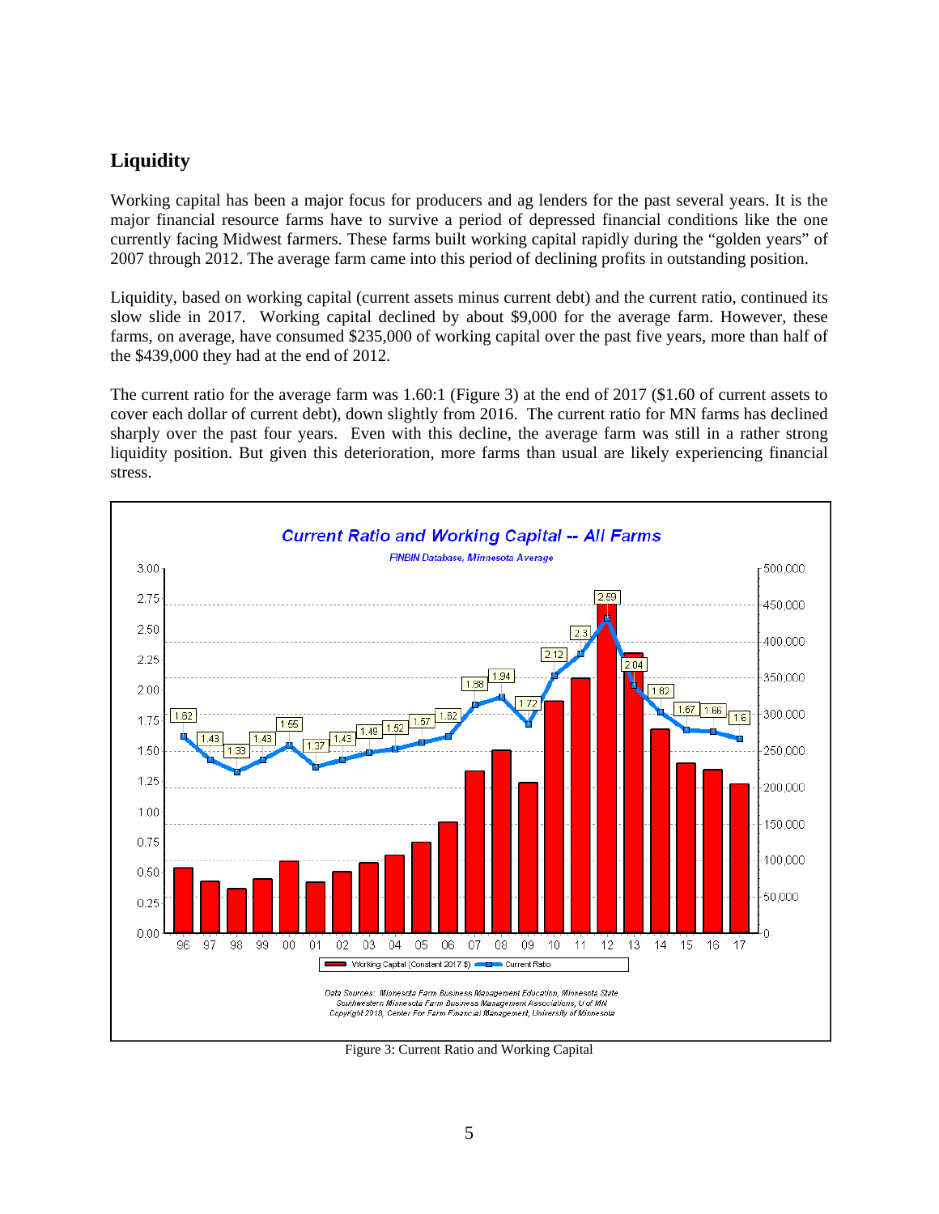## Liquidity

Working capital has been a major focus for producers and ag lenders for the past several years. It is the major financial resource farms have to survive a period of depressed financial conditions like the one currently facing Midwest farmers. These farms built working capital rapidly during the "golden years" of 2007 through 2012. The average farm came into this period of declining profits in outstanding position.

Liquidity, based on working capital (current assets minus current debt) and the current ratio, continued its slow slide in 2017. Working capital declined by about $9,000 for the average farm. However, these farms, on average, have consumed $235,000 of working capital over the past five years, more than half of the $439,000 they had at the end of 2012.

The current ratio for the average farm was 1.60:1 (Figure 3) at the end of 2017 ($1.60 of current assets to cover each dollar of current debt), down slightly from 2016. The current ratio for MN farms has declined sharply over the past four years. Even with this decline, the average farm was still in a rather strong liquidity position. But given this deterioration, more farms than usual are likely experiencing financial stress.

Figure 3: Current Ratio and Working Capital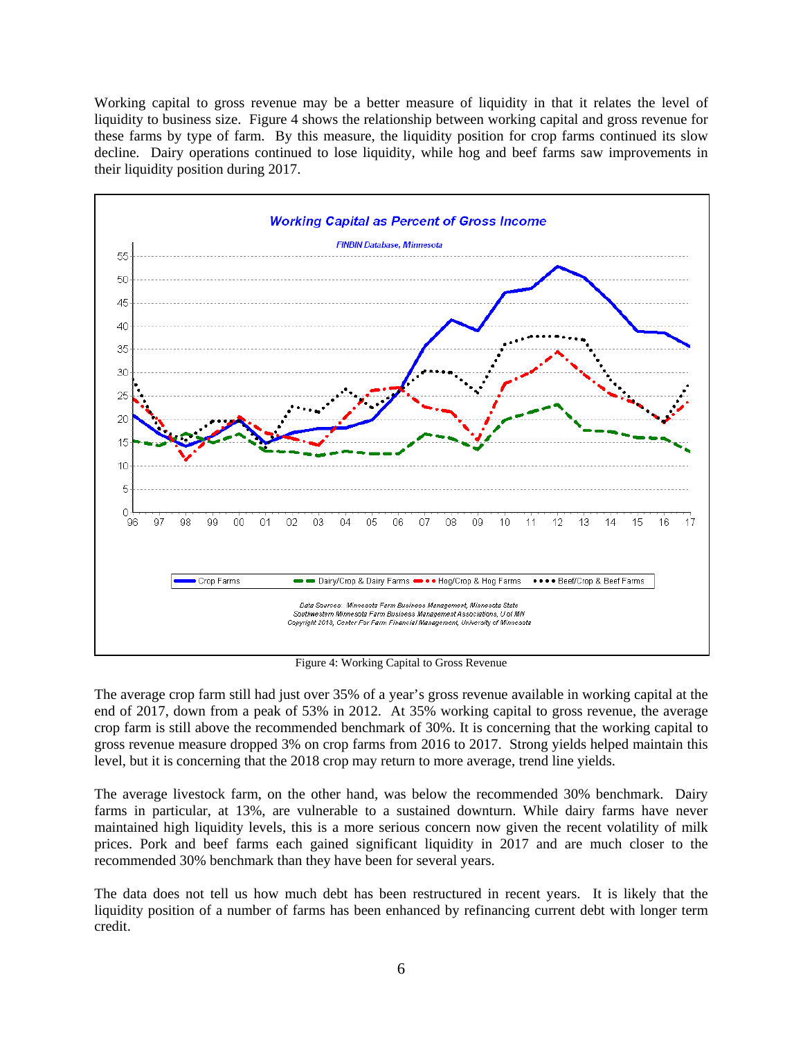Working capital to gross revenue may be a better measure of liquidity in that it relates the level of liquidity to business size. Figure 4 shows the relationship between working capital and gross revenue for these farms by type of farm. By this measure, the liquidity position for crop farms continued its slow decline. Dairy operations continued to lose liquidity, while hog and beef farms saw improvements in their liquidity position during 2017.

Figure 4: Working Capital to Gross Revenue

The average crop farm still had just over 35% of a year's gross revenue available in working capital at the end of 2017, down from a peak of 53% in 2012. At 35% working capital to gross revenue, the average crop farm is still above the recommended benchmark of 30%. It is concerning that the working capital to gross revenue measure dropped 3% on crop farms from 2016 to 2017. Strong yields helped maintain this level, but it is concerning that the 2018 crop may return to more average, trend line yields.

The average livestock farm, on the other hand, was below the recommended 30% benchmark. Dairy farms in particular, at 13%, are vulnerable to a sustained downturn. While dairy farms have never maintained high liquidity levels, this is a more serious concern now given the recent volatility of milk prices. Pork and beef farms each gained significant liquidity in 2017 and are much closer to the recommended 30% benchmark than they have been for several years.

The data does not tell us how much debt has been restructured in recent years. It is likely that the liquidity position of a number of farms has been enhanced by refinancing current debt with longer term credit.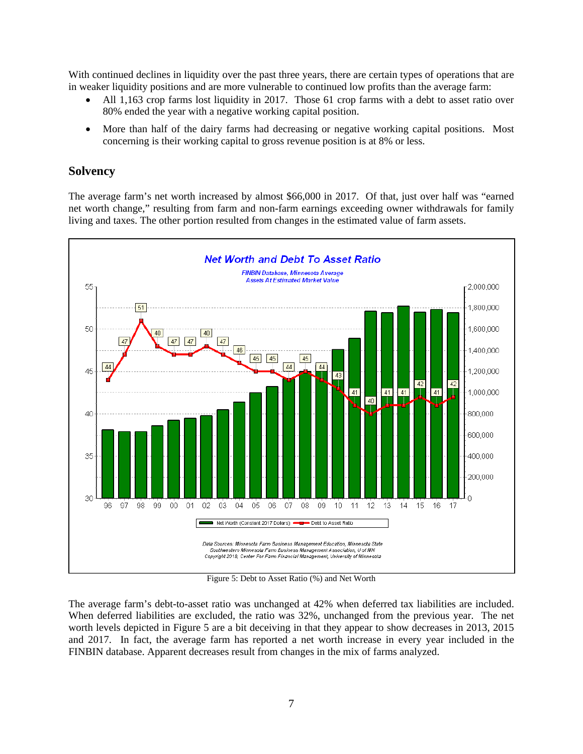With continued declines in liquidity over the past three years, there are certain types of operations that are in weaker liquidity positions and are more vulnerable to continued low profits than the average farm:

- All 1,163 crop farms lost liquidity in 2017. Those 61 crop farms with a debt to asset ratio over 80% ended the year with a negative working capital position.
- More than half of the dairy farms had decreasing or negative working capital positions. Most concerning is their working capital to gross revenue position is at 8% or less.

## Solvency

The average farm's net worth increased by almost $66,000 in 2017. Of that, just over half was "earned net worth change," resulting from farm and non-farm earnings exceeding owner withdrawals for family living and taxes. The other portion resulted from changes in the estimated value of farm assets.

Figure 5: Debt to Asset Ratio (%) and Net Worth

The average farm's debt-to-asset ratio was unchanged at 42% when deferred tax liabilities are included. When deferred liabilities are excluded, the ratio was 32%, unchanged from the previous year. The net worth levels depicted in Figure 5 are a bit deceiving in that they appear to show decreases in 2013, 2015 and 2017. In fact, the average farm has reported a net worth increase in every year included in the FINBIN database. Apparent decreases result from changes in the mix of farms analyzed.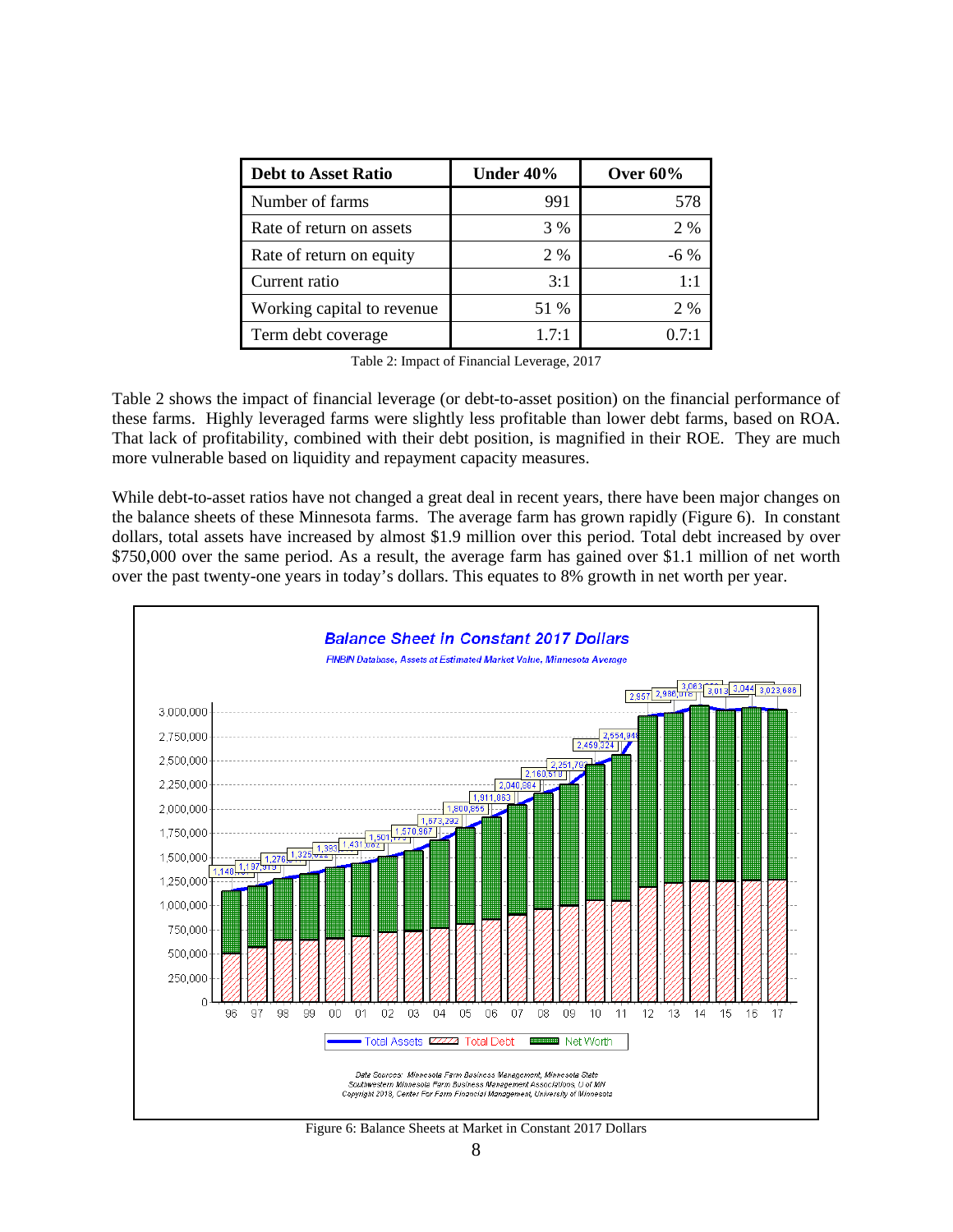| Debt to Asset Ratio | Under 40% | Over 60% |
|---|---|---|
| Number of farms | 991 | 578 |
| Rate of return on assets | 3 % | 2 % |
| Rate of return on equity | 2 % | -6 % |
| Current ratio | 3:1 | 1:1 |
| Working capital to revenue | 51 % | 2 % |
| Term debt coverage | 1.7:1 | 0.7:1 |

Table 2: Impact of Financial Leverage, 2017

Table 2 shows the impact of financial leverage (or debt-to-asset position) on the financial performance of these farms. Highly leveraged farms were slightly less profitable than lower debt farms, based on ROA. That lack of profitability, combined with their debt position, is magnified in their ROE. They are much more vulnerable based on liquidity and repayment capacity measures.

While debt-to-asset ratios have not changed a great deal in recent years, there have been major changes on the balance sheets of these Minnesota farms. The average farm has grown rapidly (Figure 6). In constant dollars, total assets have increased by almost $1.9 million over this period. Total debt increased by over $750,000 over the same period. As a result, the average farm has gained over $1.1 million of net worth over the past twenty-one years in today's dollars. This equates to 8% growth in net worth per year.

Figure 6: Balance Sheets at Market in Constant 2017 Dollars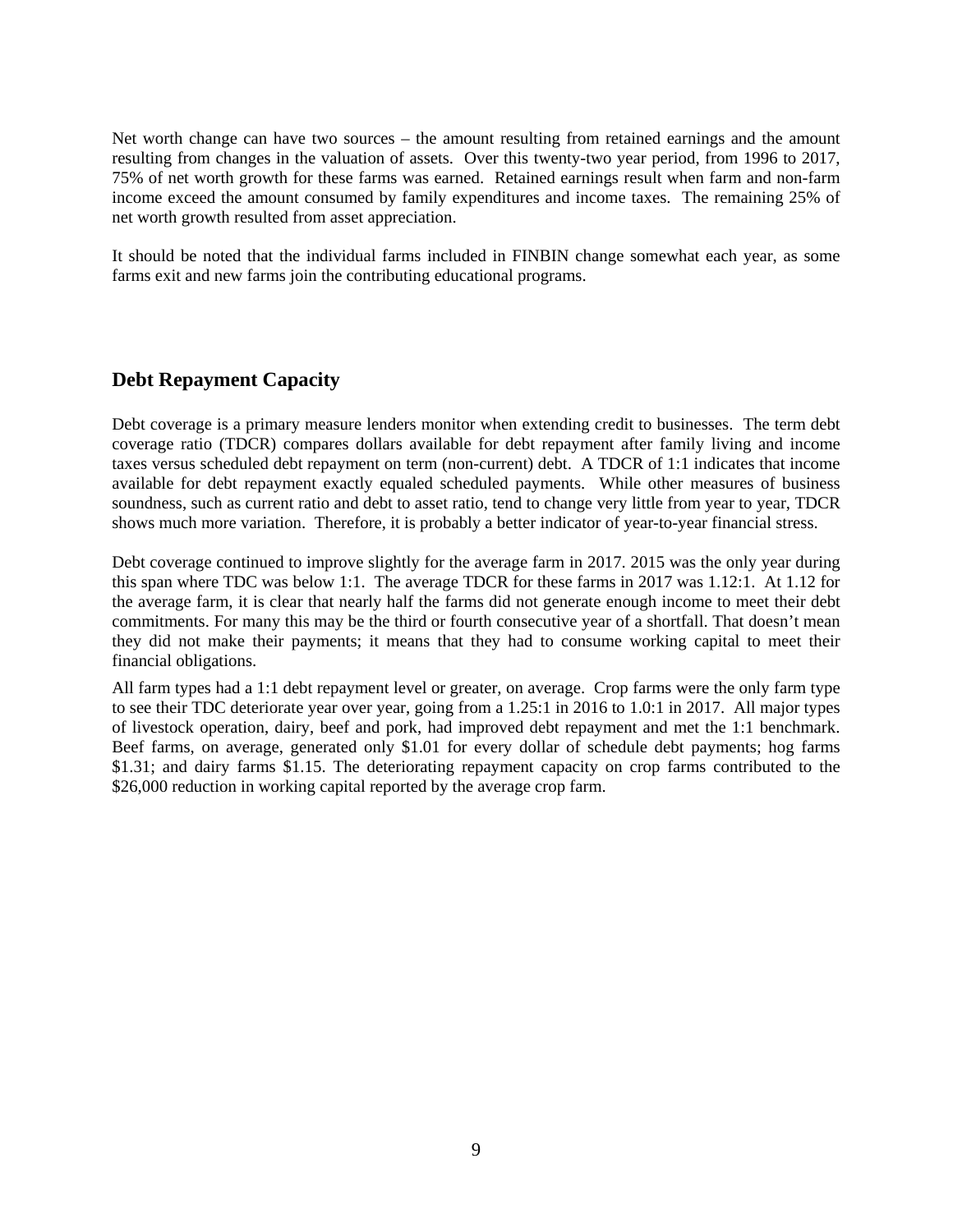Net worth change can have two sources – the amount resulting from retained earnings and the amount resulting from changes in the valuation of assets. Over this twenty-two year period, from 1996 to 2017, 75% of net worth growth for these farms was earned. Retained earnings result when farm and non-farm income exceed the amount consumed by family expenditures and income taxes. The remaining 25% of net worth growth resulted from asset appreciation.

It should be noted that the individual farms included in FINBIN change somewhat each year, as some farms exit and new farms join the contributing educational programs.

## Debt Repayment Capacity

Debt coverage is a primary measure lenders monitor when extending credit to businesses. The term debt coverage ratio (TDCR) compares dollars available for debt repayment after family living and income taxes versus scheduled debt repayment on term (non-current) debt. A TDCR of 1:1 indicates that income available for debt repayment exactly equaled scheduled payments. While other measures of business soundness, such as current ratio and debt to asset ratio, tend to change very little from year to year, TDCR shows much more variation. Therefore, it is probably a better indicator of year-to-year financial stress.

Debt coverage continued to improve slightly for the average farm in 2017. 2015 was the only year during this span where TDC was below 1:1. The average TDCR for these farms in 2017 was 1.12:1. At 1.12 for the average farm, it is clear that nearly half the farms did not generate enough income to meet their debt commitments. For many this may be the third or fourth consecutive year of a shortfall. That doesn't mean they did not make their payments; it means that they had to consume working capital to meet their financial obligations.

All farm types had a 1:1 debt repayment level or greater, on average. Crop farms were the only farm type to see their TDC deteriorate year over year, going from a 1.25:1 in 2016 to 1.0:1 in 2017. All major types of livestock operation, dairy, beef and pork, had improved debt repayment and met the 1:1 benchmark. Beef farms, on average, generated only $1.01 for every dollar of schedule debt payments; hog farms $1.31; and dairy farms $1.15. The deteriorating repayment capacity on crop farms contributed to the $26,000 reduction in working capital reported by the average crop farm.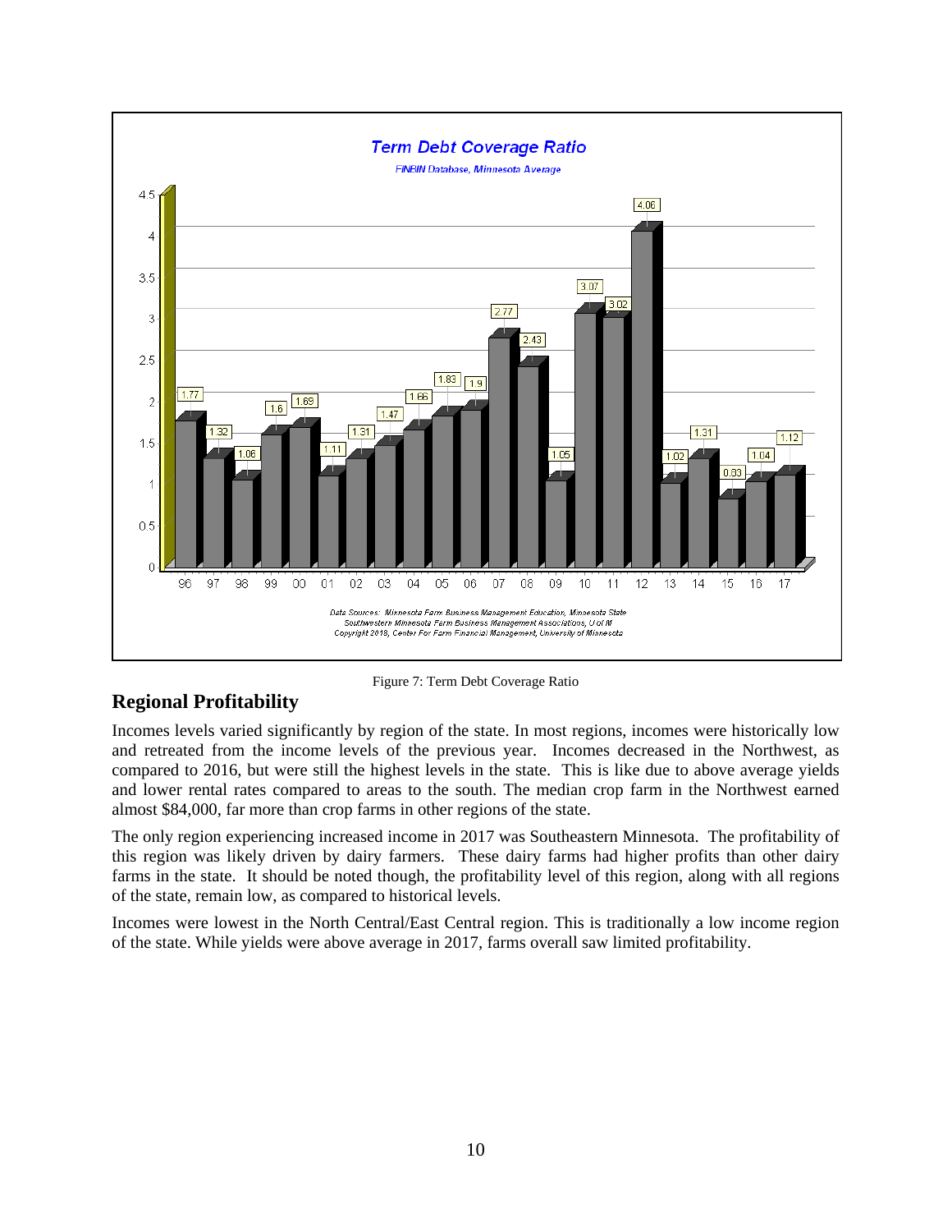Figure 7: Term Debt Coverage Ratio

## Regional Profitability

Incomes levels varied significantly by region of the state. In most regions, incomes were historically low and retreated from the income levels of the previous year. Incomes decreased in the Northwest, as compared to 2016, but were still the highest levels in the state. This is like due to above average yields and lower rental rates compared to areas to the south. The median crop farm in the Northwest earned almost $84,000, far more than crop farms in other regions of the state.

The only region experiencing increased income in 2017 was Southeastern Minnesota. The profitability of this region was likely driven by dairy farmers. These dairy farms had higher profits than other dairy farms in the state. It should be noted though, the profitability level of this region, along with all regions of the state, remain low, as compared to historical levels.

Incomes were lowest in the North Central/East Central region. This is traditionally a low income region of the state. While yields were above average in 2017, farms overall saw limited profitability.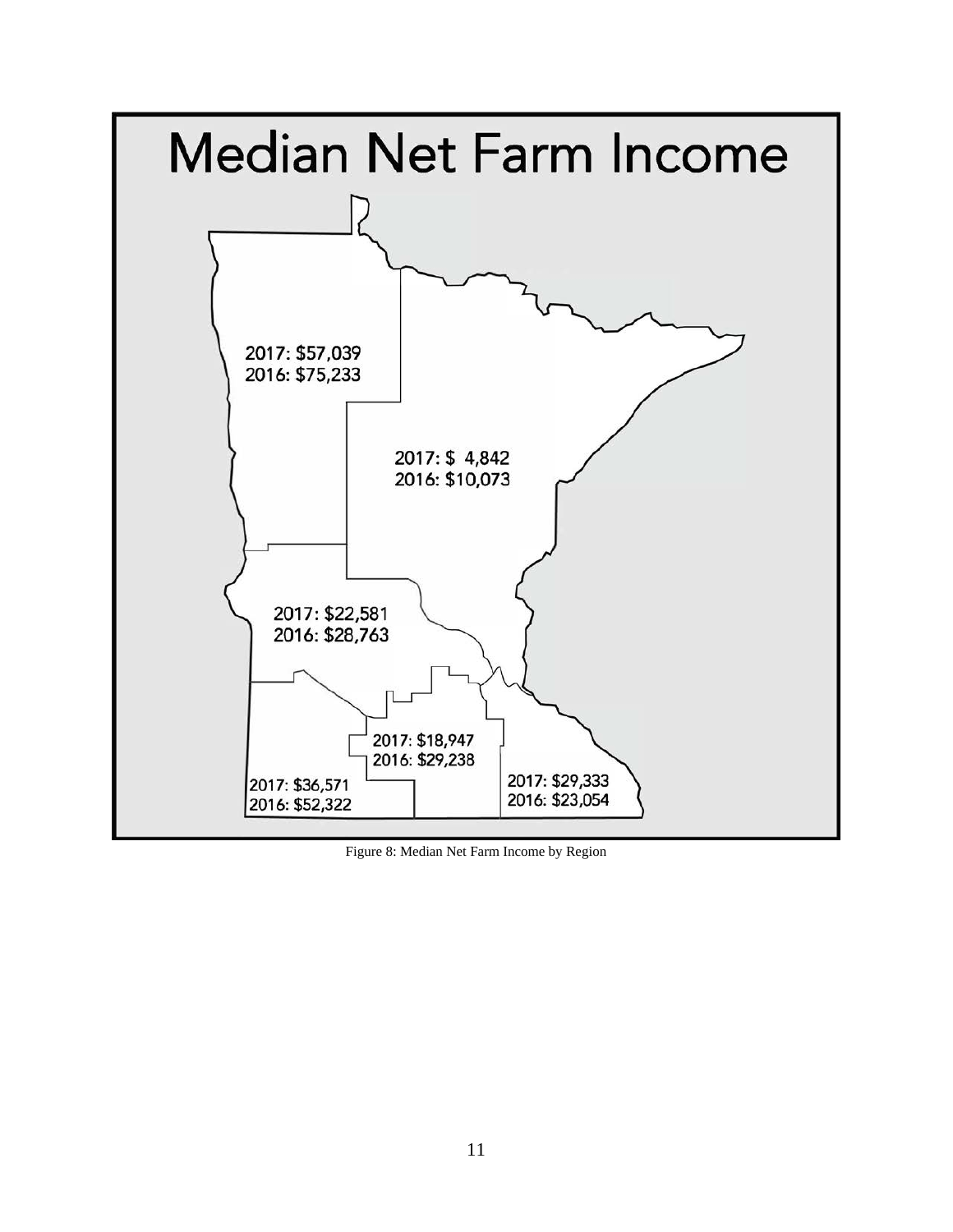# Median Net Farm Income

2017: $57,039
2016: $75,233

2017: $ 4,842
2016: $10,073

2017: $22,581
2016: $28,763

2017: $18,947
2016: $29,238

2017: $36,571
2016: $52,322

2017: $29,333
2016: $23,054

Figure 8: Median Net Farm Income by Region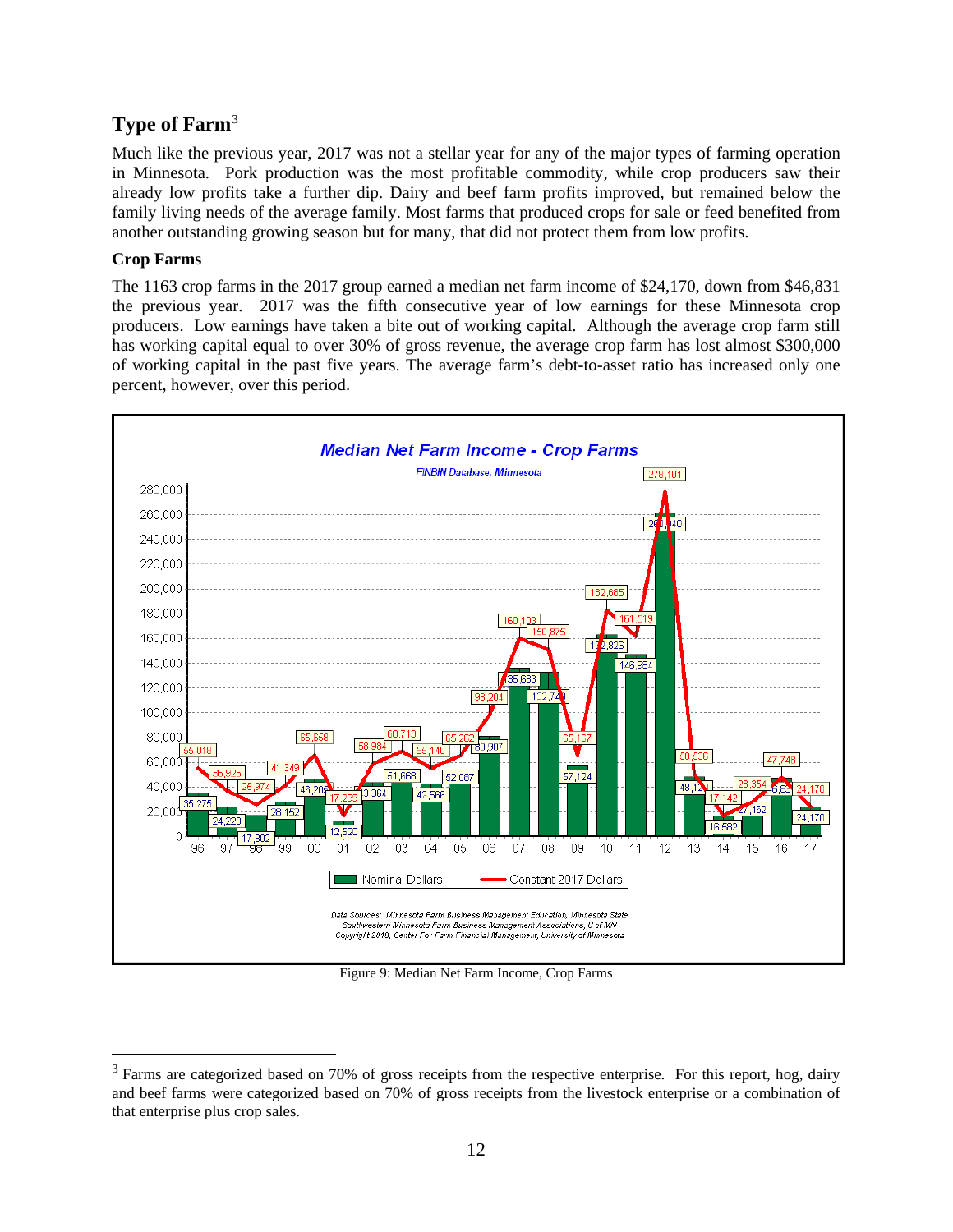## Type of Farm[3]

Much like the previous year, 2017 was not a stellar year for any of the major types of farming operation in Minnesota. Pork production was the most profitable commodity, while crop producers saw their already low profits take a further dip. Dairy and beef farm profits improved, but remained below the family living needs of the average family. Most farms that produced crops for sale or feed benefited from another outstanding growing season but for many, that did not protect them from low profits.

### Crop Farms

The 1163 crop farms in the 2017 group earned a median net farm income of $24,170, down from $46,831 the previous year. 2017 was the fifth consecutive year of low earnings for these Minnesota crop producers. Low earnings have taken a bite out of working capital. Although the average crop farm still has working capital equal to over 30% of gross revenue, the average crop farm has lost almost $300,000 of working capital in the past five years. The average farm's debt-to-asset ratio has increased only one percent, however, over this period.

Figure 9: Median Net Farm Income, Crop Farms

---

[3] Farms are categorized based on 70% of gross receipts from the respective enterprise. For this report, hog, dairy and beef farms were categorized based on 70% of gross receipts from the livestock enterprise or a combination of that enterprise plus crop sales.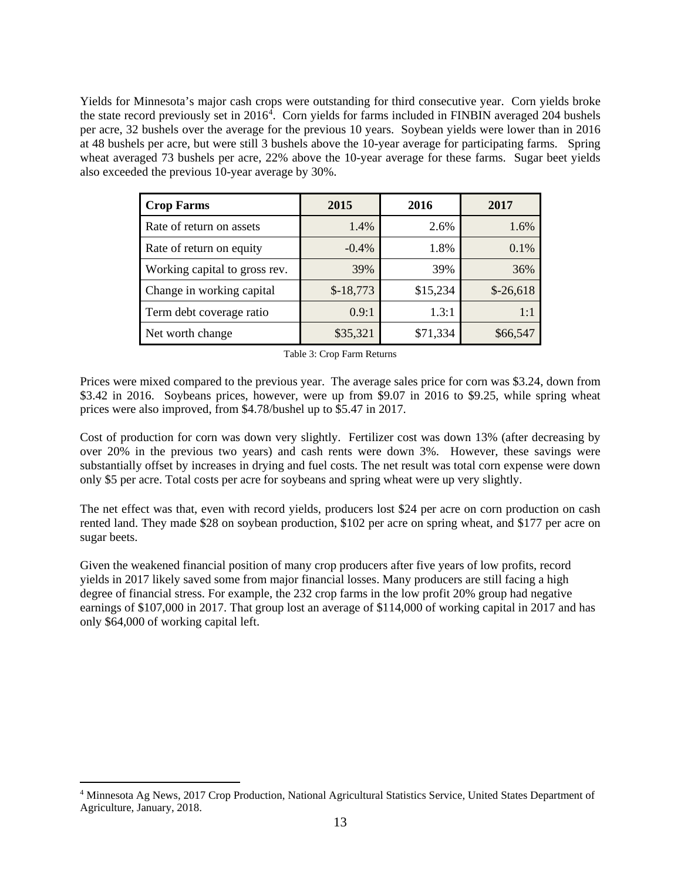Yields for Minnesota's major cash crops were outstanding for third consecutive year. Corn yields broke the state record previously set in 2016[4]. Corn yields for farms included in FINBIN averaged 204 bushels per acre, 32 bushels over the average for the previous 10 years. Soybean yields were lower than in 2016 at 48 bushels per acre, but were still 3 bushels above the 10-year average for participating farms. Spring wheat averaged 73 bushels per acre, 22% above the 10-year average for these farms. Sugar beet yields also exceeded the previous 10-year average by 30%.

| Crop Farms | 2015 | 2016 | 2017 |
|---|---|---|---|
| Rate of return on assets | 1.4% | 2.6% | 1.6% |
| Rate of return on equity | -0.4% | 1.8% | 0.1% |
| Working capital to gross rev. | 39% | 39% | 36% |
| Change in working capital | $-18,773 | $15,234 | $-26,618 |
| Term debt coverage ratio | 0.9:1 | 1.3:1 | 1:1 |
| Net worth change | $35,321 | $71,334 | $66,547 |

Table 3: Crop Farm Returns

Prices were mixed compared to the previous year. The average sales price for corn was $3.24, down from $3.42 in 2016. Soybeans prices, however, were up from $9.07 in 2016 to $9.25, while spring wheat prices were also improved, from $4.78/bushel up to $5.47 in 2017.

Cost of production for corn was down very slightly. Fertilizer cost was down 13% (after decreasing by over 20% in the previous two years) and cash rents were down 3%. However, these savings were substantially offset by increases in drying and fuel costs. The net result was total corn expense were down only $5 per acre. Total costs per acre for soybeans and spring wheat were up very slightly.

The net effect was that, even with record yields, producers lost $24 per acre on corn production on cash rented land. They made $28 on soybean production, $102 per acre on spring wheat, and $177 per acre on sugar beets.

Given the weakened financial position of many crop producers after five years of low profits, record yields in 2017 likely saved some from major financial losses. Many producers are still facing a high degree of financial stress. For example, the 232 crop farms in the low profit 20% group had negative earnings of $107,000 in 2017. That group lost an average of $114,000 of working capital in 2017 and has only $64,000 of working capital left.

[4] Minnesota Ag News, 2017 Crop Production, National Agricultural Statistics Service, United States Department of Agriculture, January, 2018.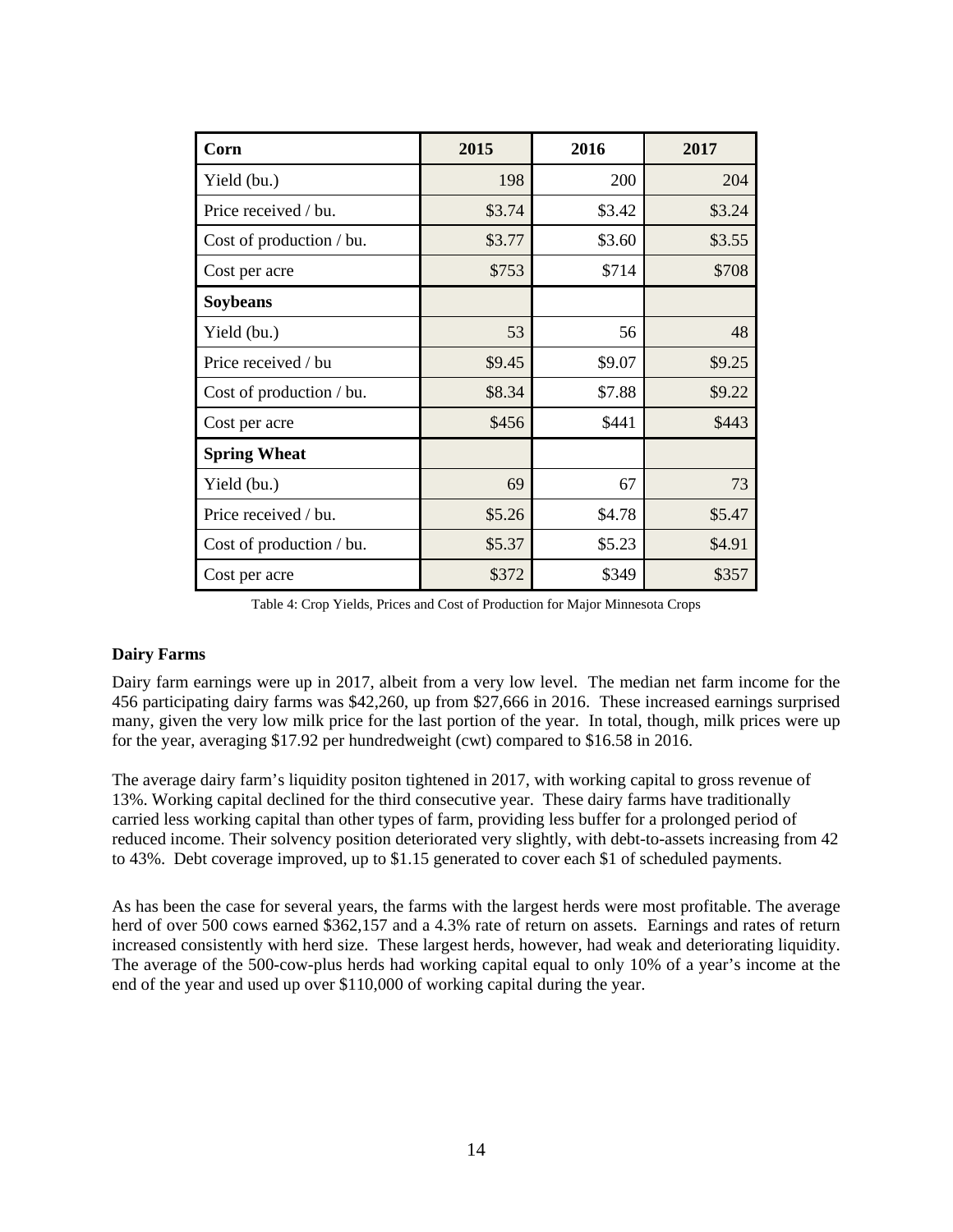| Corn | 2015 | 2016 | 2017 |
| --- | --- | --- | --- |
| Yield (bu.) | 198 | 200 | 204 |
| Price received / bu. | $3.74 | $3.42 | $3.24 |
| Cost of production / bu. | $3.77 | $3.60 | $3.55 |
| Cost per acre | $753 | $714 | $708 |
| **Soybeans** | | | |
| Yield (bu.) | 53 | 56 | 48 |
| Price received / bu | $9.45 | $9.07 | $9.25 |
| Cost of production / bu. | $8.34 | $7.88 | $9.22 |
| Cost per acre | $456 | $441 | $443 |
| **Spring Wheat** | | | |
| Yield (bu.) | 69 | 67 | 73 |
| Price received / bu. | $5.26 | $4.78 | $5.47 |
| Cost of production / bu. | $5.37 | $5.23 | $4.91 |
| Cost per acre | $372 | $349 | $357 |

Table 4: Crop Yields, Prices and Cost of Production for Major Minnesota Crops

**Dairy Farms**

Dairy farm earnings were up in 2017, albeit from a very low level. The median net farm income for the 456 participating dairy farms was $42,260, up from $27,666 in 2016. These increased earnings surprised many, given the very low milk price for the last portion of the year. In total, though, milk prices were up for the year, averaging $17.92 per hundredweight (cwt) compared to $16.58 in 2016.

The average dairy farm's liquidity positon tightened in 2017, with working capital to gross revenue of 13%. Working capital declined for the third consecutive year. These dairy farms have traditionally carried less working capital than other types of farm, providing less buffer for a prolonged period of reduced income. Their solvency position deteriorated very slightly, with debt-to-assets increasing from 42 to 43%. Debt coverage improved, up to $1.15 generated to cover each $1 of scheduled payments.

As has been the case for several years, the farms with the largest herds were most profitable. The average herd of over 500 cows earned $362,157 and a 4.3% rate of return on assets. Earnings and rates of return increased consistently with herd size. These largest herds, however, had weak and deteriorating liquidity. The average of the 500-cow-plus herds had working capital equal to only 10% of a year's income at the end of the year and used up over $110,000 of working capital during the year.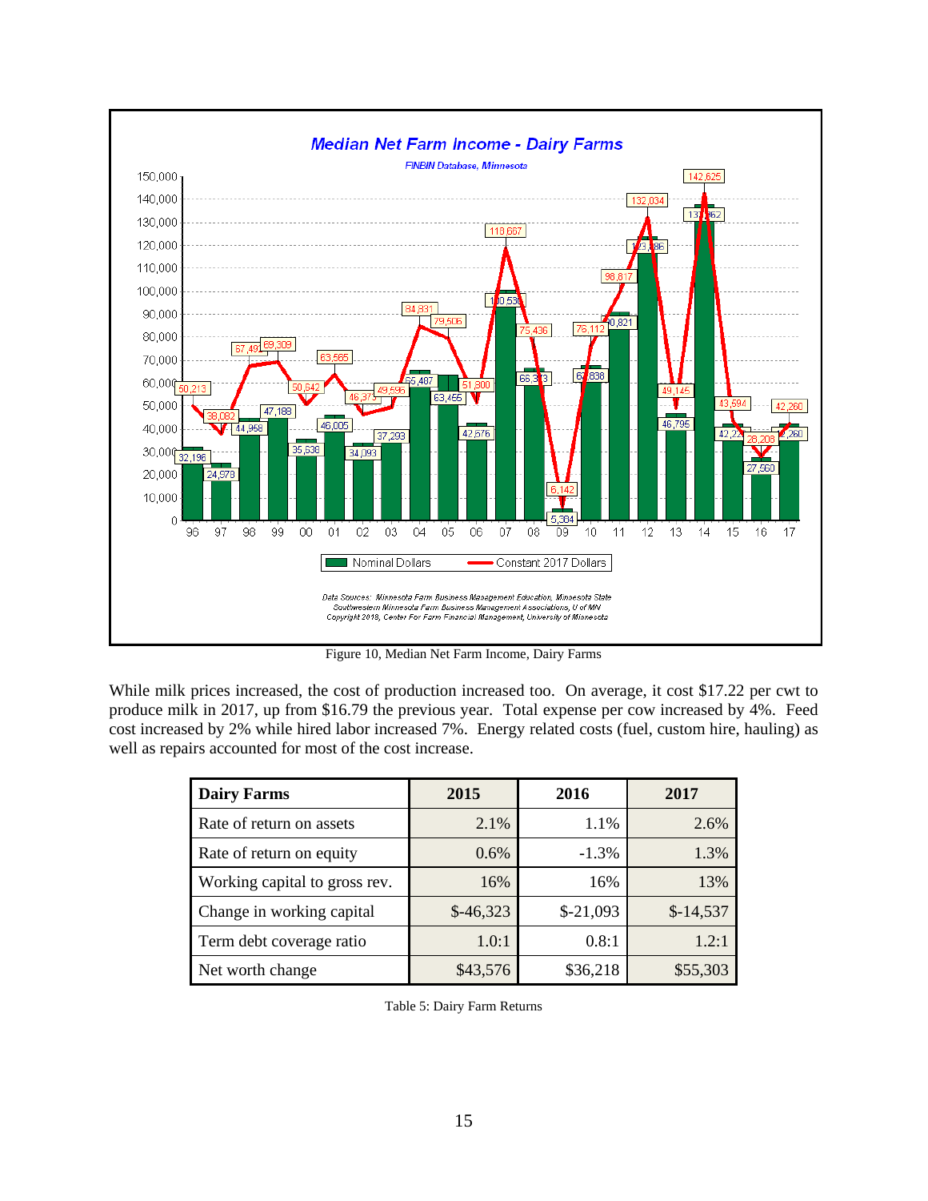Figure 10, Median Net Farm Income, Dairy Farms

While milk prices increased, the cost of production increased too. On average, it cost $17.22 per cwt to produce milk in 2017, up from $16.79 the previous year. Total expense per cow increased by 4%. Feed cost increased by 2% while hired labor increased 7%. Energy related costs (fuel, custom hire, hauling) as well as repairs accounted for most of the cost increase.

| Dairy Farms | 2015 | 2016 | 2017 |
|---|---|---|---|
| Rate of return on assets | 2.1% | 1.1% | 2.6% |
| Rate of return on equity | 0.6% | -1.3% | 1.3% |
| Working capital to gross rev. | 16% | 16% | 13% |
| Change in working capital | $-46,323 | $-21,093 | $-14,537 |
| Term debt coverage ratio | 1.0:1 | 0.8:1 | 1.2:1 |
| Net worth change | $43,576 | $36,218 | $55,303 |

Table 5: Dairy Farm Returns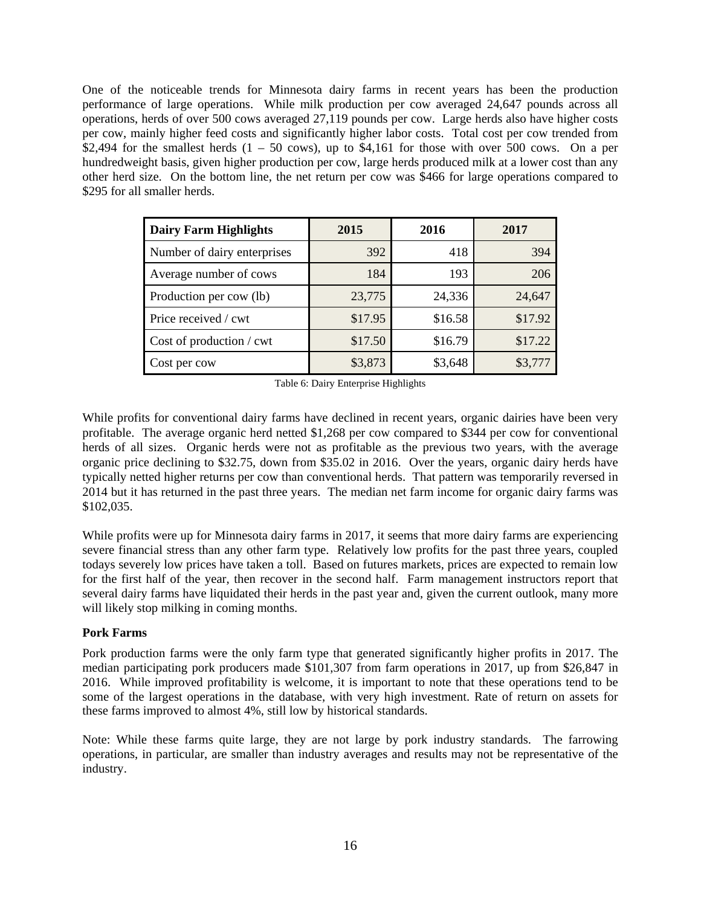One of the noticeable trends for Minnesota dairy farms in recent years has been the production performance of large operations. While milk production per cow averaged 24,647 pounds across all operations, herds of over 500 cows averaged 27,119 pounds per cow. Large herds also have higher costs per cow, mainly higher feed costs and significantly higher labor costs. Total cost per cow trended from \$2,494 for the smallest herds (1 – 50 cows), up to \$4,161 for those with over 500 cows. On a per hundredweight basis, given higher production per cow, large herds produced milk at a lower cost than any other herd size. On the bottom line, the net return per cow was \$466 for large operations compared to \$295 for all smaller herds.

| Dairy Farm Highlights | 2015 | 2016 | 2017 |
|---|---|---|---|
| Number of dairy enterprises | 392 | 418 | 394 |
| Average number of cows | 184 | 193 | 206 |
| Production per cow (lb) | 23,775 | 24,336 | 24,647 |
| Price received / cwt | \$17.95 | \$16.58 | \$17.92 |
| Cost of production / cwt | \$17.50 | \$16.79 | \$17.22 |
| Cost per cow | \$3,873 | \$3,648 | \$3,777 |

Table 6: Dairy Enterprise Highlights

While profits for conventional dairy farms have declined in recent years, organic dairies have been very profitable. The average organic herd netted \$1,268 per cow compared to \$344 per cow for conventional herds of all sizes. Organic herds were not as profitable as the previous two years, with the average organic price declining to \$32.75, down from \$35.02 in 2016. Over the years, organic dairy herds have typically netted higher returns per cow than conventional herds. That pattern was temporarily reversed in 2014 but it has returned in the past three years. The median net farm income for organic dairy farms was \$102,035.

While profits were up for Minnesota dairy farms in 2017, it seems that more dairy farms are experiencing severe financial stress than any other farm type. Relatively low profits for the past three years, coupled todays severely low prices have taken a toll. Based on futures markets, prices are expected to remain low for the first half of the year, then recover in the second half. Farm management instructors report that several dairy farms have liquidated their herds in the past year and, given the current outlook, many more will likely stop milking in coming months.

**Pork Farms**

Pork production farms were the only farm type that generated significantly higher profits in 2017. The median participating pork producers made \$101,307 from farm operations in 2017, up from \$26,847 in 2016. While improved profitability is welcome, it is important to note that these operations tend to be some of the largest operations in the database, with very high investment. Rate of return on assets for these farms improved to almost 4%, still low by historical standards.

Note: While these farms quite large, they are not large by pork industry standards. The farrowing operations, in particular, are smaller than industry averages and results may not be representative of the industry.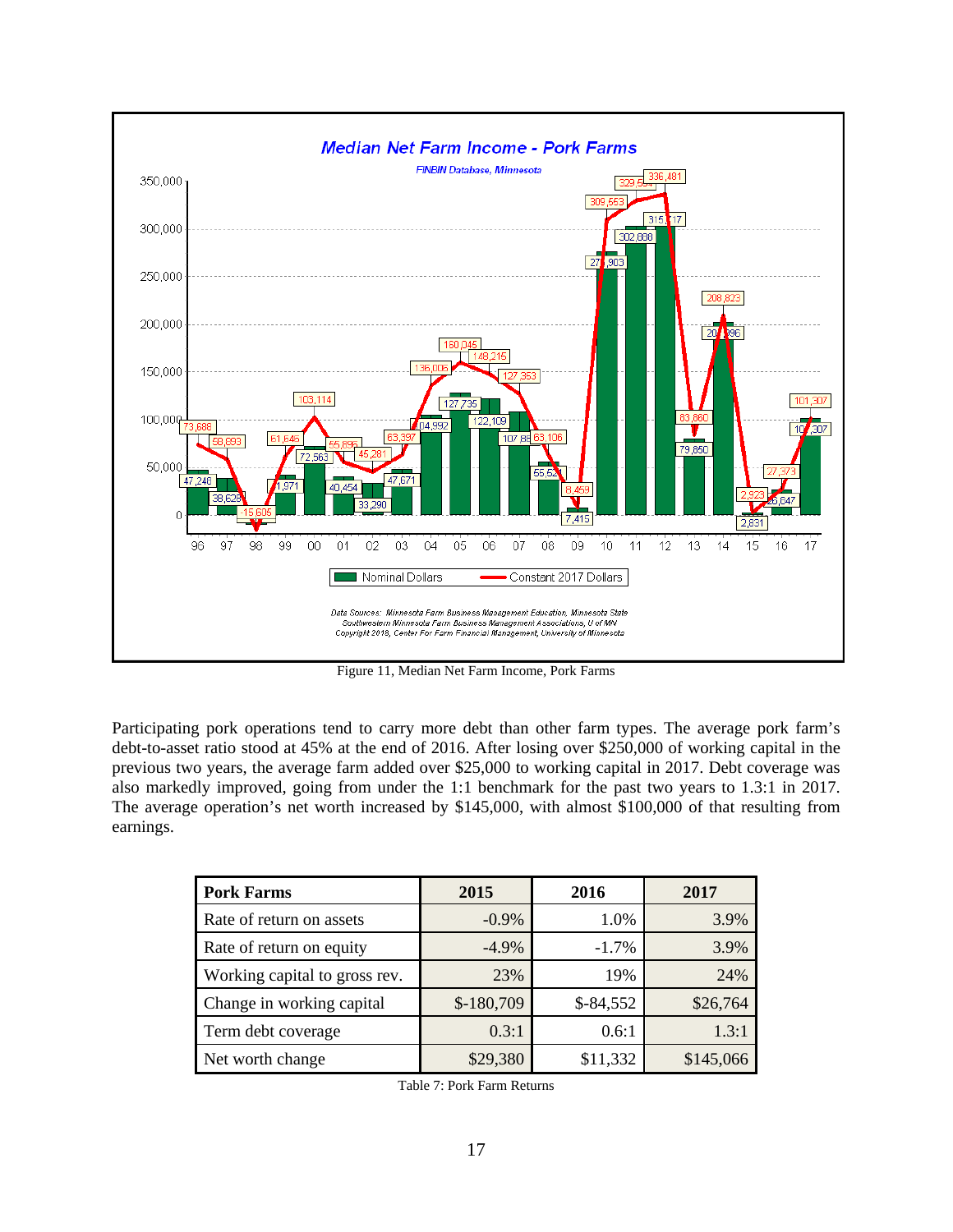Figure 11, Median Net Farm Income, Pork Farms

Participating pork operations tend to carry more debt than other farm types. The average pork farm's debt-to-asset ratio stood at 45% at the end of 2016. After losing over $250,000 of working capital in the previous two years, the average farm added over $25,000 to working capital in 2017. Debt coverage was also markedly improved, going from under the 1:1 benchmark for the past two years to 1.3:1 in 2017. The average operation's net worth increased by $145,000, with almost $100,000 of that resulting from earnings.

| Pork Farms | 2015 | 2016 | 2017 |
|---|---|---|---|
| Rate of return on assets | -0.9% | 1.0% | 3.9% |
| Rate of return on equity | -4.9% | -1.7% | 3.9% |
| Working capital to gross rev. | 23% | 19% | 24% |
| Change in working capital | $-180,709 | $-84,552 | $26,764 |
| Term debt coverage | 0.3:1 | 0.6:1 | 1.3:1 |
| Net worth change | $29,380 | $11,332 | $145,066 |

Table 7: Pork Farm Returns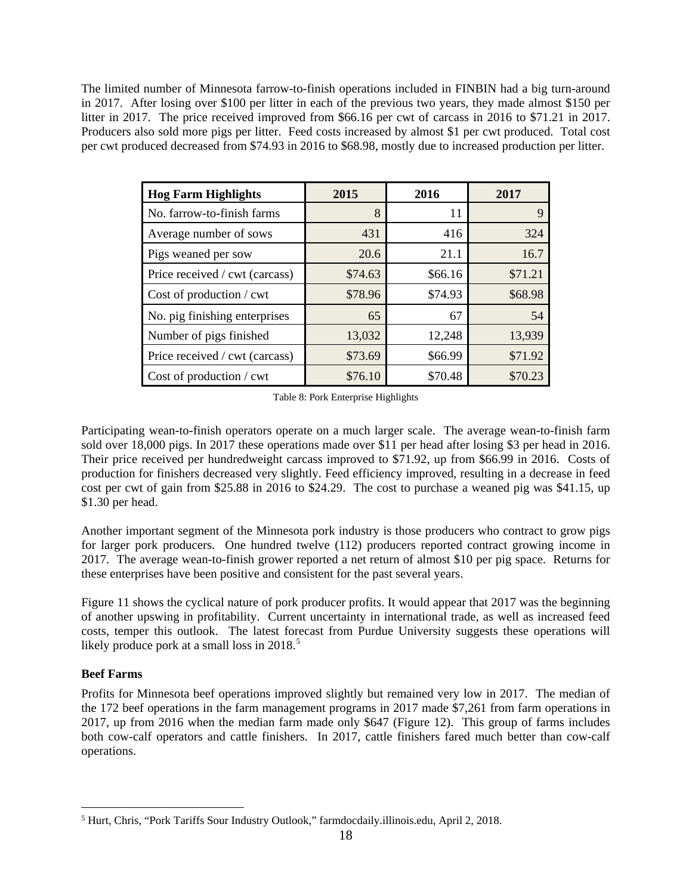The limited number of Minnesota farrow-to-finish operations included in FINBIN had a big turn-around in 2017. After losing over $100 per litter in each of the previous two years, they made almost $150 per litter in 2017. The price received improved from $66.16 per cwt of carcass in 2016 to $71.21 in 2017. Producers also sold more pigs per litter. Feed costs increased by almost $1 per cwt produced. Total cost per cwt produced decreased from $74.93 in 2016 to $68.98, mostly due to increased production per litter.

| Hog Farm Highlights | 2015 | 2016 | 2017 |
|---|---|---|---|
| No. farrow-to-finish farms | 8 | 11 | 9 |
| Average number of sows | 431 | 416 | 324 |
| Pigs weaned per sow | 20.6 | 21.1 | 16.7 |
| Price received / cwt (carcass) | $74.63 | $66.16 | $71.21 |
| Cost of production / cwt | $78.96 | $74.93 | $68.98 |
| No. pig finishing enterprises | 65 | 67 | 54 |
| Number of pigs finished | 13,032 | 12,248 | 13,939 |
| Price received / cwt (carcass) | $73.69 | $66.99 | $71.92 |
| Cost of production / cwt | $76.10 | $70.48 | $70.23 |

Table 8: Pork Enterprise Highlights

Participating wean-to-finish operators operate on a much larger scale. The average wean-to-finish farm sold over 18,000 pigs. In 2017 these operations made over $11 per head after losing $3 per head in 2016. Their price received per hundredweight carcass improved to $71.92, up from $66.99 in 2016. Costs of production for finishers decreased very slightly. Feed efficiency improved, resulting in a decrease in feed cost per cwt of gain from $25.88 in 2016 to $24.29. The cost to purchase a weaned pig was $41.15, up $1.30 per head.

Another important segment of the Minnesota pork industry is those producers who contract to grow pigs for larger pork producers. One hundred twelve (112) producers reported contract growing income in 2017. The average wean-to-finish grower reported a net return of almost $10 per pig space. Returns for these enterprises have been positive and consistent for the past several years.

Figure 11 shows the cyclical nature of pork producer profits. It would appear that 2017 was the beginning of another upswing in profitability. Current uncertainty in international trade, as well as increased feed costs, temper this outlook. The latest forecast from Purdue University suggests these operations will likely produce pork at a small loss in 2018.[5]

**Beef Farms**

Profits for Minnesota beef operations improved slightly but remained very low in 2017. The median of the 172 beef operations in the farm management programs in 2017 made $7,261 from farm operations in 2017, up from 2016 when the median farm made only $647 (Figure 12). This group of farms includes both cow-calf operators and cattle finishers. In 2017, cattle finishers fared much better than cow-calf operations.

[5] Hurt, Chris, "Pork Tariffs Sour Industry Outlook," farmdocdaily.illinois.edu, April 2, 2018.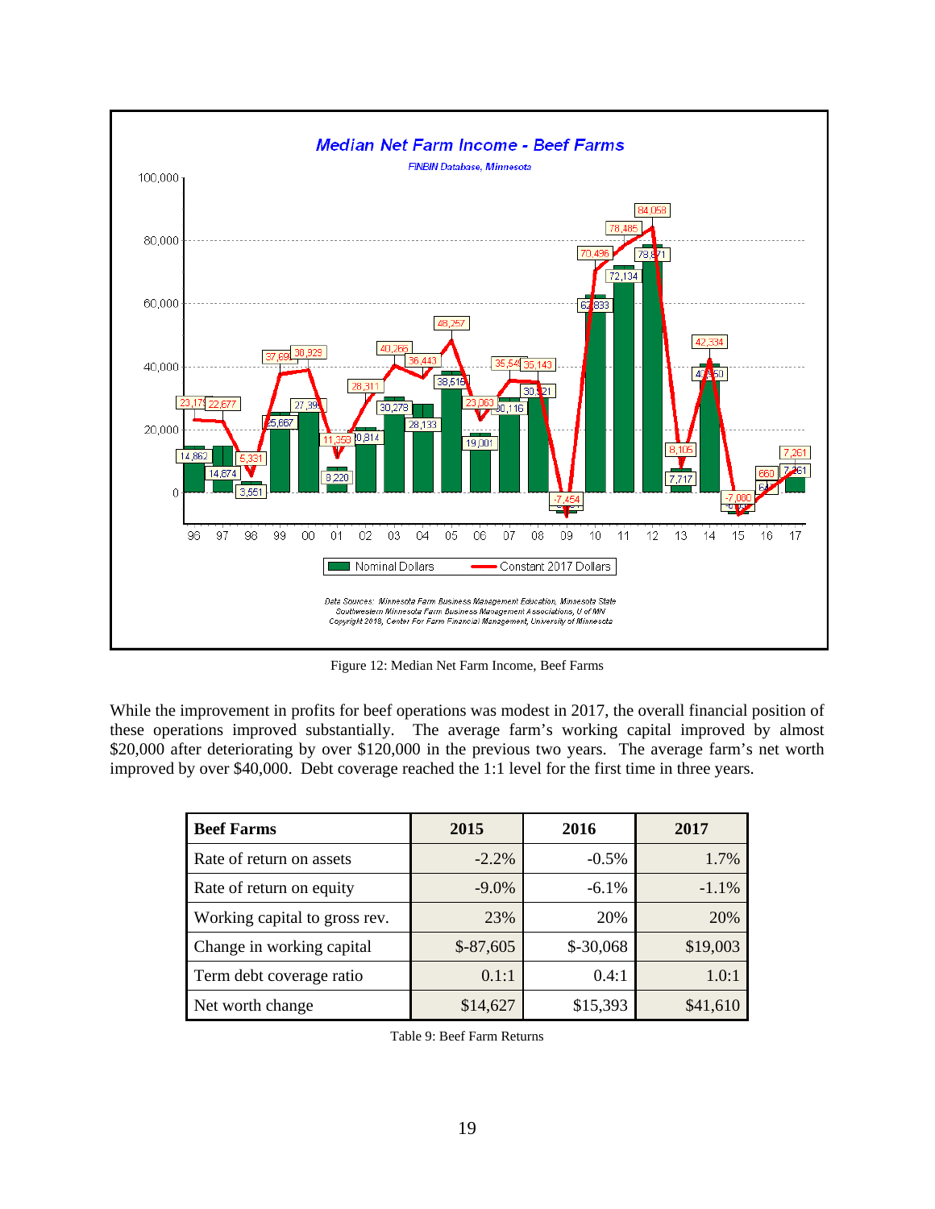Figure 12: Median Net Farm Income, Beef Farms

While the improvement in profits for beef operations was modest in 2017, the overall financial position of these operations improved substantially. The average farm's working capital improved by almost $20,000 after deteriorating by over $120,000 in the previous two years. The average farm's net worth improved by over $40,000. Debt coverage reached the 1:1 level for the first time in three years.

| Beef Farms | 2015 | 2016 | 2017 |
|---|---|---|---|
| Rate of return on assets | -2.2% | -0.5% | 1.7% |
| Rate of return on equity | -9.0% | -6.1% | -1.1% |
| Working capital to gross rev. | 23% | 20% | 20% |
| Change in working capital | $-87,605 | $-30,068 | $19,003 |
| Term debt coverage ratio | 0.1:1 | 0.4:1 | 1.0:1 |
| Net worth change | $14,627 | $15,393 | $41,610 |

Table 9: Beef Farm Returns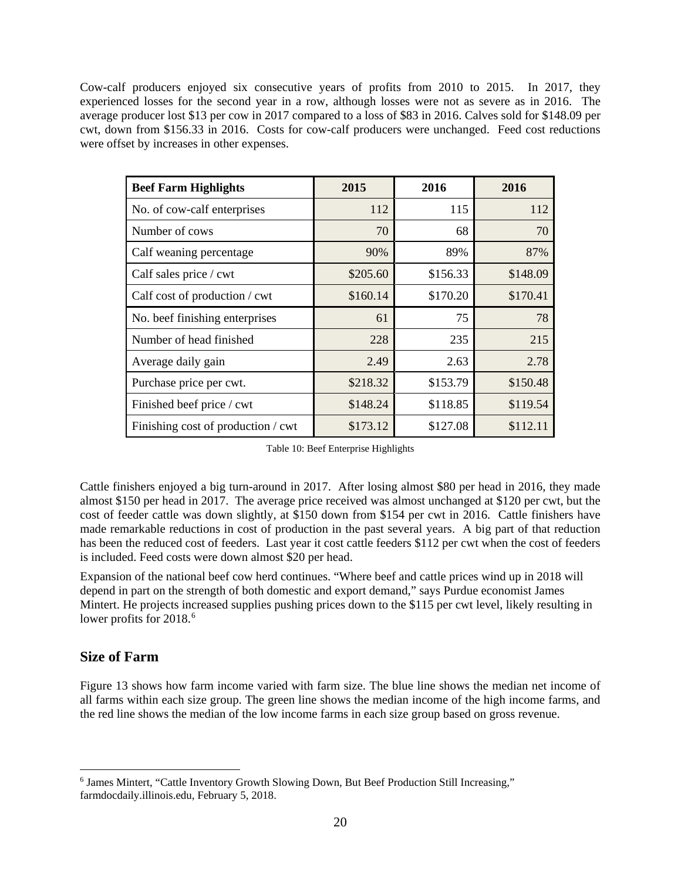Cow-calf producers enjoyed six consecutive years of profits from 2010 to 2015. In 2017, they experienced losses for the second year in a row, although losses were not as severe as in 2016. The average producer lost $13 per cow in 2017 compared to a loss of $83 in 2016. Calves sold for $148.09 per cwt, down from $156.33 in 2016. Costs for cow-calf producers were unchanged. Feed cost reductions were offset by increases in other expenses.

| Beef Farm Highlights | 2015 | 2016 | 2016 |
|---|---|---|---|
| No. of cow-calf enterprises | 112 | 115 | 112 |
| Number of cows | 70 | 68 | 70 |
| Calf weaning percentage | 90% | 89% | 87% |
| Calf sales price / cwt | $205.60 | $156.33 | $148.09 |
| Calf cost of production / cwt | $160.14 | $170.20 | $170.41 |
| No. beef finishing enterprises | 61 | 75 | 78 |
| Number of head finished | 228 | 235 | 215 |
| Average daily gain | 2.49 | 2.63 | 2.78 |
| Purchase price per cwt. | $218.32 | $153.79 | $150.48 |
| Finished beef price / cwt | $148.24 | $118.85 | $119.54 |
| Finishing cost of production / cwt | $173.12 | $127.08 | $112.11 |

Table 10: Beef Enterprise Highlights

Cattle finishers enjoyed a big turn-around in 2017. After losing almost $80 per head in 2016, they made almost $150 per head in 2017. The average price received was almost unchanged at $120 per cwt, but the cost of feeder cattle was down slightly, at $150 down from $154 per cwt in 2016. Cattle finishers have made remarkable reductions in cost of production in the past several years. A big part of that reduction has been the reduced cost of feeders. Last year it cost cattle feeders $112 per cwt when the cost of feeders is included. Feed costs were down almost $20 per head.

Expansion of the national beef cow herd continues. "Where beef and cattle prices wind up in 2018 will depend in part on the strength of both domestic and export demand," says Purdue economist James Mintert. He projects increased supplies pushing prices down to the $115 per cwt level, likely resulting in lower profits for 2018.[6]

## Size of Farm

Figure 13 shows how farm income varied with farm size. The blue line shows the median net income of all farms within each size group. The green line shows the median income of the high income farms, and the red line shows the median of the low income farms in each size group based on gross revenue.

[6] James Mintert, "Cattle Inventory Growth Slowing Down, But Beef Production Still Increasing," farmdocdaily.illinois.edu, February 5, 2018.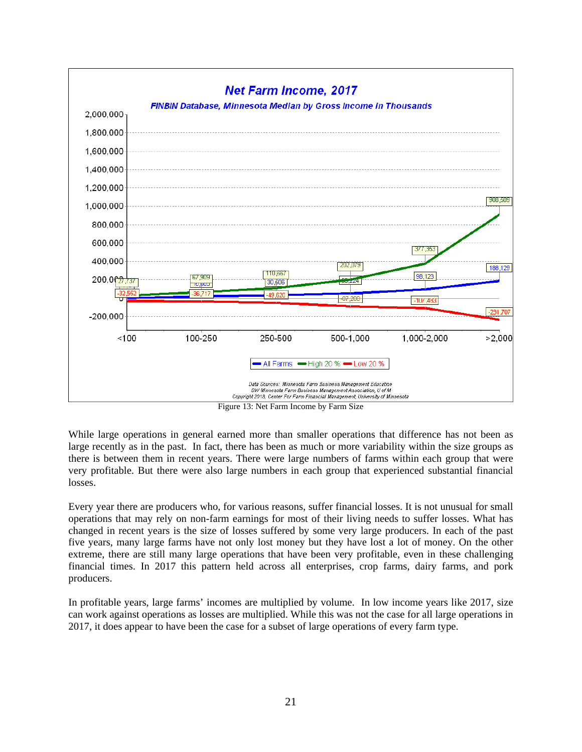Figure 13: Net Farm Income by Farm Size

While large operations in general earned more than smaller operations that difference has not been as large recently as in the past. In fact, there has been as much or more variability within the size groups as there is between them in recent years. There were large numbers of farms within each group that were very profitable. But there were also large numbers in each group that experienced substantial financial losses.

Every year there are producers who, for various reasons, suffer financial losses. It is not unusual for small operations that may rely on non-farm earnings for most of their living needs to suffer losses. What has changed in recent years is the size of losses suffered by some very large producers. In each of the past five years, many large farms have not only lost money but they have lost a lot of money. On the other extreme, there are still many large operations that have been very profitable, even in these challenging financial times. In 2017 this pattern held across all enterprises, crop farms, dairy farms, and pork producers.

In profitable years, large farms' incomes are multiplied by volume. In low income years like 2017, size can work against operations as losses are multiplied. While this was not the case for all large operations in 2017, it does appear to have been the case for a subset of large operations of every farm type.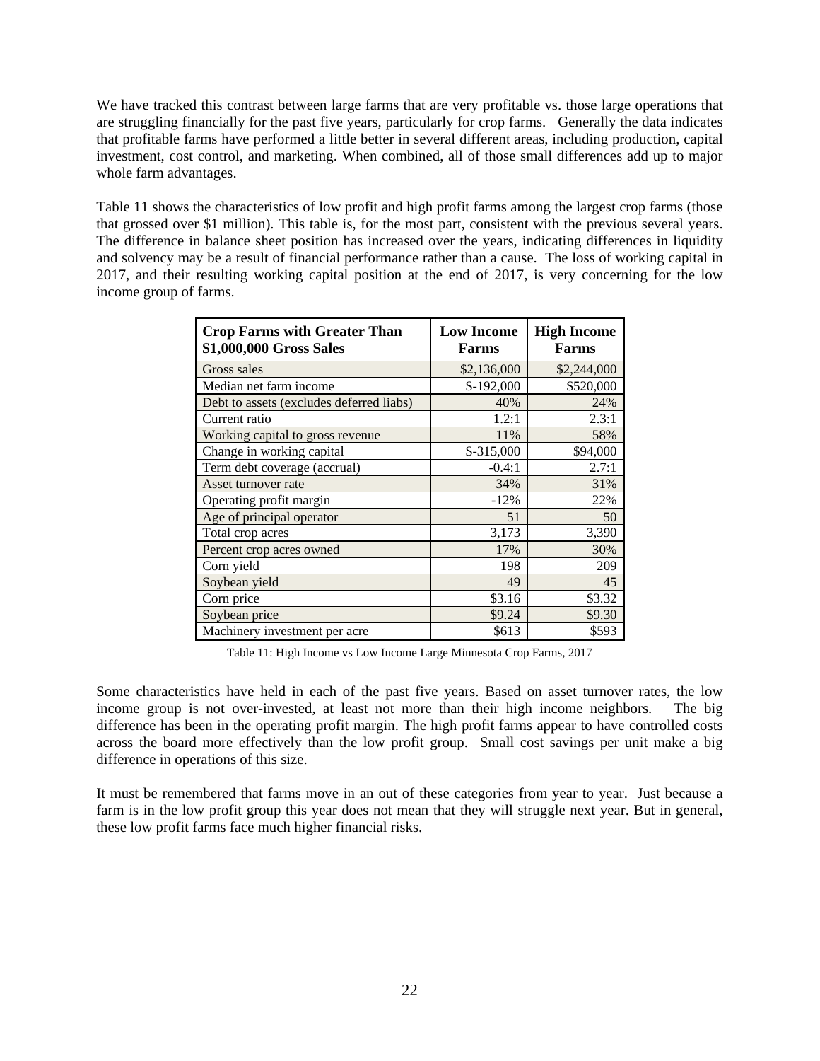We have tracked this contrast between large farms that are very profitable vs. those large operations that are struggling financially for the past five years, particularly for crop farms. Generally the data indicates that profitable farms have performed a little better in several different areas, including production, capital investment, cost control, and marketing. When combined, all of those small differences add up to major whole farm advantages.

Table 11 shows the characteristics of low profit and high profit farms among the largest crop farms (those that grossed over $1 million). This table is, for the most part, consistent with the previous several years. The difference in balance sheet position has increased over the years, indicating differences in liquidity and solvency may be a result of financial performance rather than a cause. The loss of working capital in 2017, and their resulting working capital position at the end of 2017, is very concerning for the low income group of farms.

| Crop Farms with Greater Than $1,000,000 Gross Sales | Low Income Farms | High Income Farms |
|---|---|---|
| Gross sales | $2,136,000 | $2,244,000 |
| Median net farm income | $-192,000 | $520,000 |
| Debt to assets (excludes deferred liabs) | 40% | 24% |
| Current ratio | 1.2:1 | 2.3:1 |
| Working capital to gross revenue | 11% | 58% |
| Change in working capital | $-315,000 | $94,000 |
| Term debt coverage (accrual) | -0.4:1 | 2.7:1 |
| Asset turnover rate | 34% | 31% |
| Operating profit margin | -12% | 22% |
| Age of principal operator | 51 | 50 |
| Total crop acres | 3,173 | 3,390 |
| Percent crop acres owned | 17% | 30% |
| Corn yield | 198 | 209 |
| Soybean yield | 49 | 45 |
| Corn price | $3.16 | $3.32 |
| Soybean price | $9.24 | $9.30 |
| Machinery investment per acre | $613 | $593 |

Table 11: High Income vs Low Income Large Minnesota Crop Farms, 2017

Some characteristics have held in each of the past five years. Based on asset turnover rates, the low income group is not over-invested, at least not more than their high income neighbors. The big difference has been in the operating profit margin. The high profit farms appear to have controlled costs across the board more effectively than the low profit group. Small cost savings per unit make a big difference in operations of this size.

It must be remembered that farms move in an out of these categories from year to year. Just because a farm is in the low profit group this year does not mean that they will struggle next year. But in general, these low profit farms face much higher financial risks.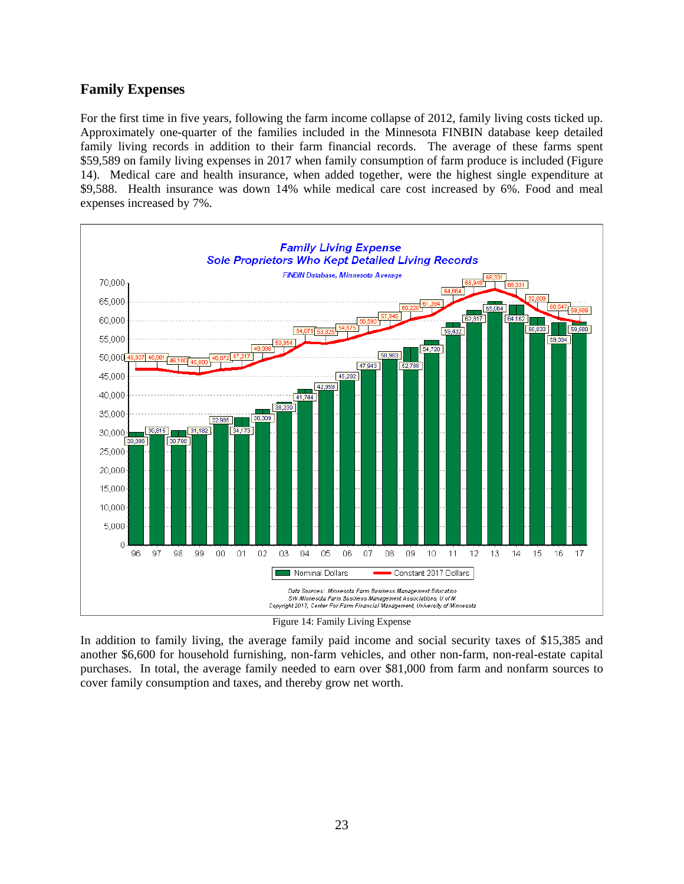## Family Expenses

For the first time in five years, following the farm income collapse of 2012, family living costs ticked up. Approximately one-quarter of the families included in the Minnesota FINBIN database keep detailed family living records in addition to their farm financial records. The average of these farms spent $59,589 on family living expenses in 2017 when family consumption of farm produce is included (Figure 14). Medical care and health insurance, when added together, were the highest single expenditure at $9,588. Health insurance was down 14% while medical care cost increased by 6%. Food and meal expenses increased by 7%.

Figure 14: Family Living Expense

In addition to family living, the average family paid income and social security taxes of $15,385 and another $6,600 for household furnishing, non-farm vehicles, and other non-farm, non-real-estate capital purchases. In total, the average family needed to earn over $81,000 from farm and nonfarm sources to cover family consumption and taxes, and thereby grow net worth.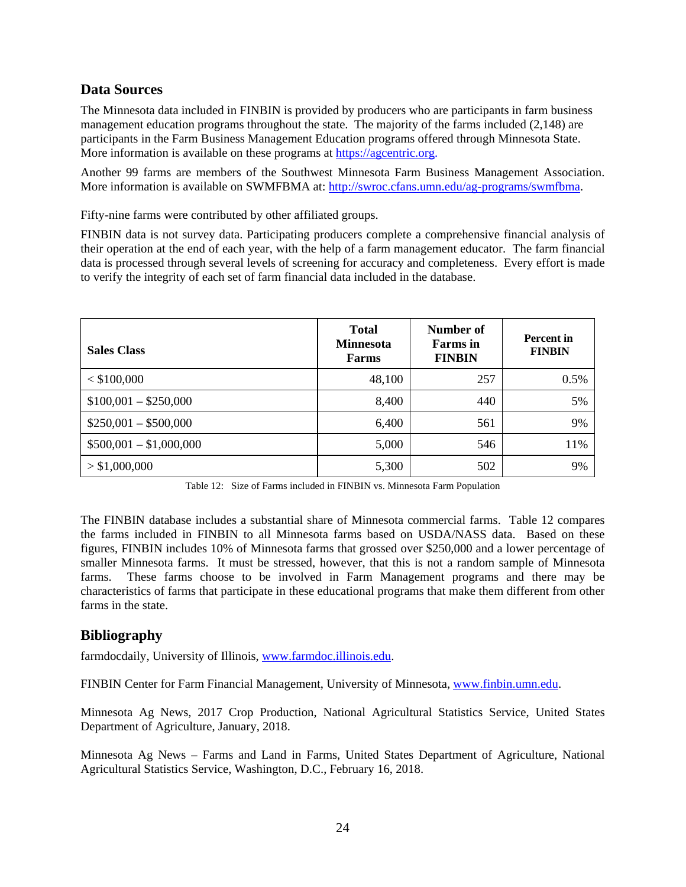## Data Sources

The Minnesota data included in FINBIN is provided by producers who are participants in farm business management education programs throughout the state. The majority of the farms included (2,148) are participants in the Farm Business Management Education programs offered through Minnesota State. More information is available on these programs at https://agcentric.org.

Another 99 farms are members of the Southwest Minnesota Farm Business Management Association. More information is available on SWMFBMA at: http://swroc.cfans.umn.edu/ag-programs/swmfbma.

Fifty-nine farms were contributed by other affiliated groups.

FINBIN data is not survey data. Participating producers complete a comprehensive financial analysis of their operation at the end of each year, with the help of a farm management educator. The farm financial data is processed through several levels of screening for accuracy and completeness. Every effort is made to verify the integrity of each set of farm financial data included in the database.

| Sales Class | Total Minnesota Farms | Number of Farms in FINBIN | Percent in FINBIN |
|---|---|---|---|
| < $100,000 | 48,100 | 257 | 0.5% |
| $100,001 – $250,000 | 8,400 | 440 | 5% |
| $250,001 – $500,000 | 6,400 | 561 | 9% |
| $500,001 – $1,000,000 | 5,000 | 546 | 11% |
| > $1,000,000 | 5,300 | 502 | 9% |

Table 12: Size of Farms included in FINBIN vs. Minnesota Farm Population

The FINBIN database includes a substantial share of Minnesota commercial farms. Table 12 compares the farms included in FINBIN to all Minnesota farms based on USDA/NASS data. Based on these figures, FINBIN includes 10% of Minnesota farms that grossed over $250,000 and a lower percentage of smaller Minnesota farms. It must be stressed, however, that this is not a random sample of Minnesota farms. These farms choose to be involved in Farm Management programs and there may be characteristics of farms that participate in these educational programs that make them different from other farms in the state.

## Bibliography

farmdocdaily, University of Illinois, www.farmdoc.illinois.edu.

FINBIN Center for Farm Financial Management, University of Minnesota, www.finbin.umn.edu.

Minnesota Ag News, 2017 Crop Production, National Agricultural Statistics Service, United States Department of Agriculture, January, 2018.

Minnesota Ag News – Farms and Land in Farms, United States Department of Agriculture, National Agricultural Statistics Service, Washington, D.C., February 16, 2018.